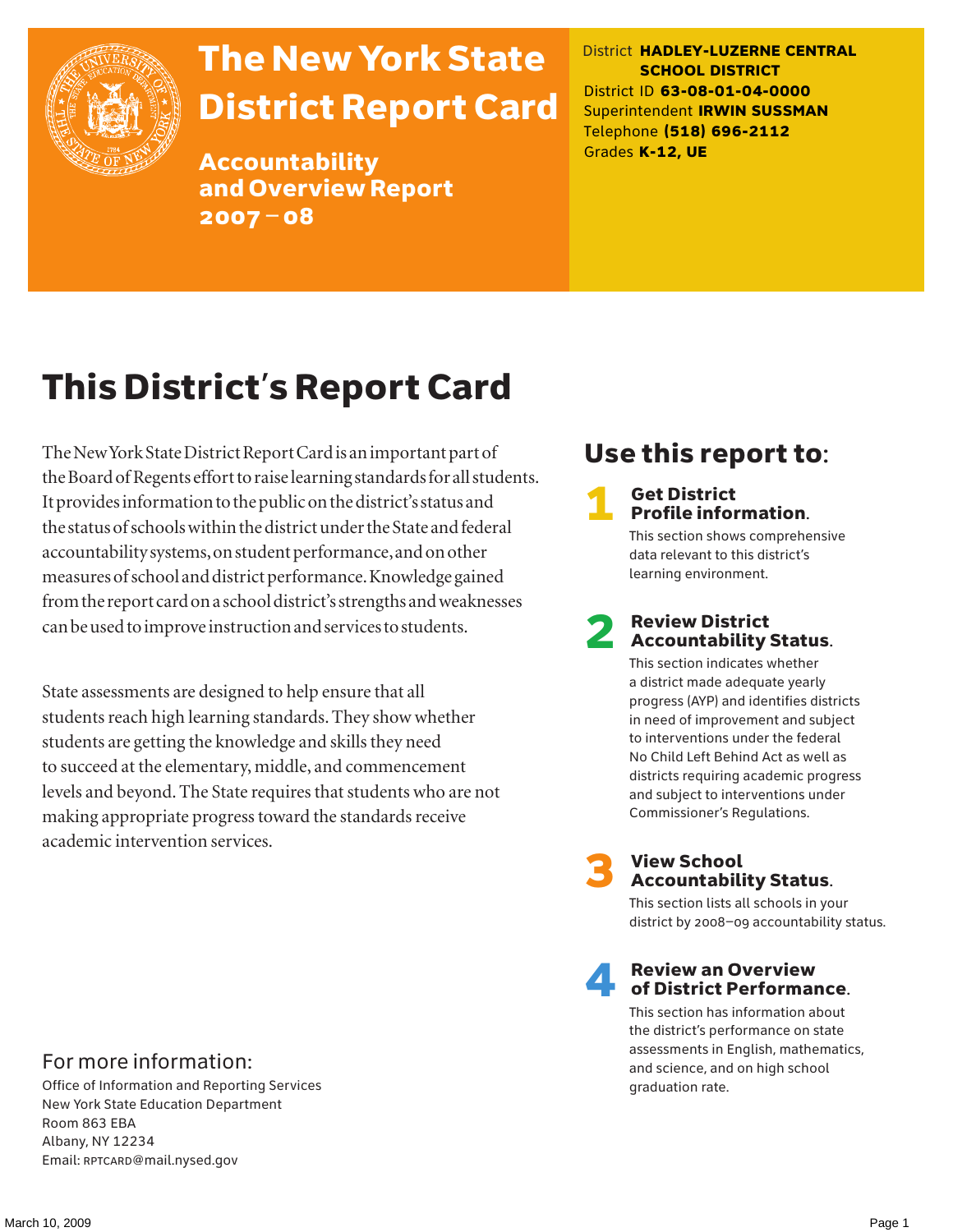# The New York State District Report Card

## Accountability and Overview Report 2007 – 08

District **HADLEY-LUZERNE CENTRAL SCHOOL DISTRICT**
District ID **63-08-01-04-0000**
Superintendent **IRWIN SUSSMAN**
Telephone **(518) 696-2112**
Grades **K-12, UE**

# This District's Report Card

The New York State District Report Card is an important part of the Board of Regents effort to raise learning standards for all students. It provides information to the public on the district's status and the status of schools within the district under the State and federal accountability systems, on student performance, and on other measures of school and district performance. Knowledge gained from the report card on a school district's strengths and weaknesses can be used to improve instruction and services to students.

State assessments are designed to help ensure that all students reach high learning standards. They show whether students are getting the knowledge and skills they need to succeed at the elementary, middle, and commencement levels and beyond. The State requires that students who are not making appropriate progress toward the standards receive academic intervention services.

## Use this report to:

**1 Get District Profile information.**
This section shows comprehensive data relevant to this district's learning environment.

**2 Review District Accountability Status.**
This section indicates whether a district made adequate yearly progress (AYP) and identifies districts in need of improvement and subject to interventions under the federal No Child Left Behind Act as well as districts requiring academic progress and subject to interventions under Commissioner's Regulations.

**3 View School Accountability Status.**
This section lists all schools in your district by 2008–09 accountability status.

**4 Review an Overview of District Performance.**
This section has information about the district's performance on state assessments in English, mathematics, and science, and on high school graduation rate.

For more information:
Office of Information and Reporting Services
New York State Education Department
Room 863 EBA
Albany, NY 12234
Email: RPTCARD@mail.nysed.gov

March 10, 2009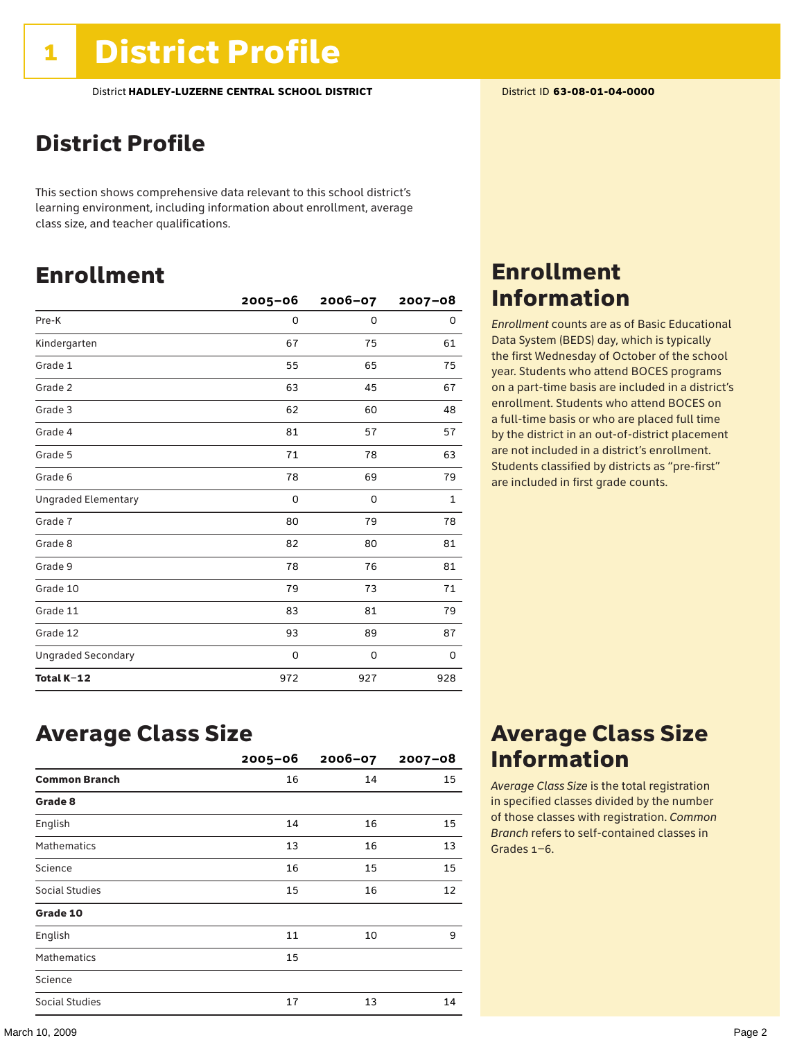# 1 District Profile

District **HADLEY-LUZERNE CENTRAL SCHOOL DISTRICT**

District ID **63-08-01-04-0000**

## District Profile

This section shows comprehensive data relevant to this school district's learning environment, including information about enrollment, average class size, and teacher qualifications.

## Enrollment

| | 2005–06 | 2006–07 | 2007–08 |
|---|---|---|---|
| Pre-K | 0 | 0 | 0 |
| Kindergarten | 67 | 75 | 61 |
| Grade 1 | 55 | 65 | 75 |
| Grade 2 | 63 | 45 | 67 |
| Grade 3 | 62 | 60 | 48 |
| Grade 4 | 81 | 57 | 57 |
| Grade 5 | 71 | 78 | 63 |
| Grade 6 | 78 | 69 | 79 |
| Ungraded Elementary | 0 | 0 | 1 |
| Grade 7 | 80 | 79 | 78 |
| Grade 8 | 82 | 80 | 81 |
| Grade 9 | 78 | 76 | 81 |
| Grade 10 | 79 | 73 | 71 |
| Grade 11 | 83 | 81 | 79 |
| Grade 12 | 93 | 89 | 87 |
| Ungraded Secondary | 0 | 0 | 0 |
| **Total K–12** | 972 | 927 | 928 |

## Enrollment Information

*Enrollment* counts are as of Basic Educational Data System (BEDS) day, which is typically the first Wednesday of October of the school year. Students who attend BOCES programs on a part-time basis are included in a district's enrollment. Students who attend BOCES on a full-time basis or who are placed full time by the district in an out-of-district placement are not included in a district's enrollment. Students classified by districts as "pre-first" are included in first grade counts.

## Average Class Size

| | 2005–06 | 2006–07 | 2007–08 |
|---|---|---|---|
| **Common Branch** | 16 | 14 | 15 |
| **Grade 8** | | | |
| English | 14 | 16 | 15 |
| Mathematics | 13 | 16 | 13 |
| Science | 16 | 15 | 15 |
| Social Studies | 15 | 16 | 12 |
| **Grade 10** | | | |
| English | 11 | 10 | 9 |
| Mathematics | 15 | | |
| Science | | | |
| Social Studies | 17 | 13 | 14 |

## Average Class Size Information

*Average Class Size* is the total registration in specified classes divided by the number of those classes with registration. *Common Branch* refers to self-contained classes in Grades 1–6.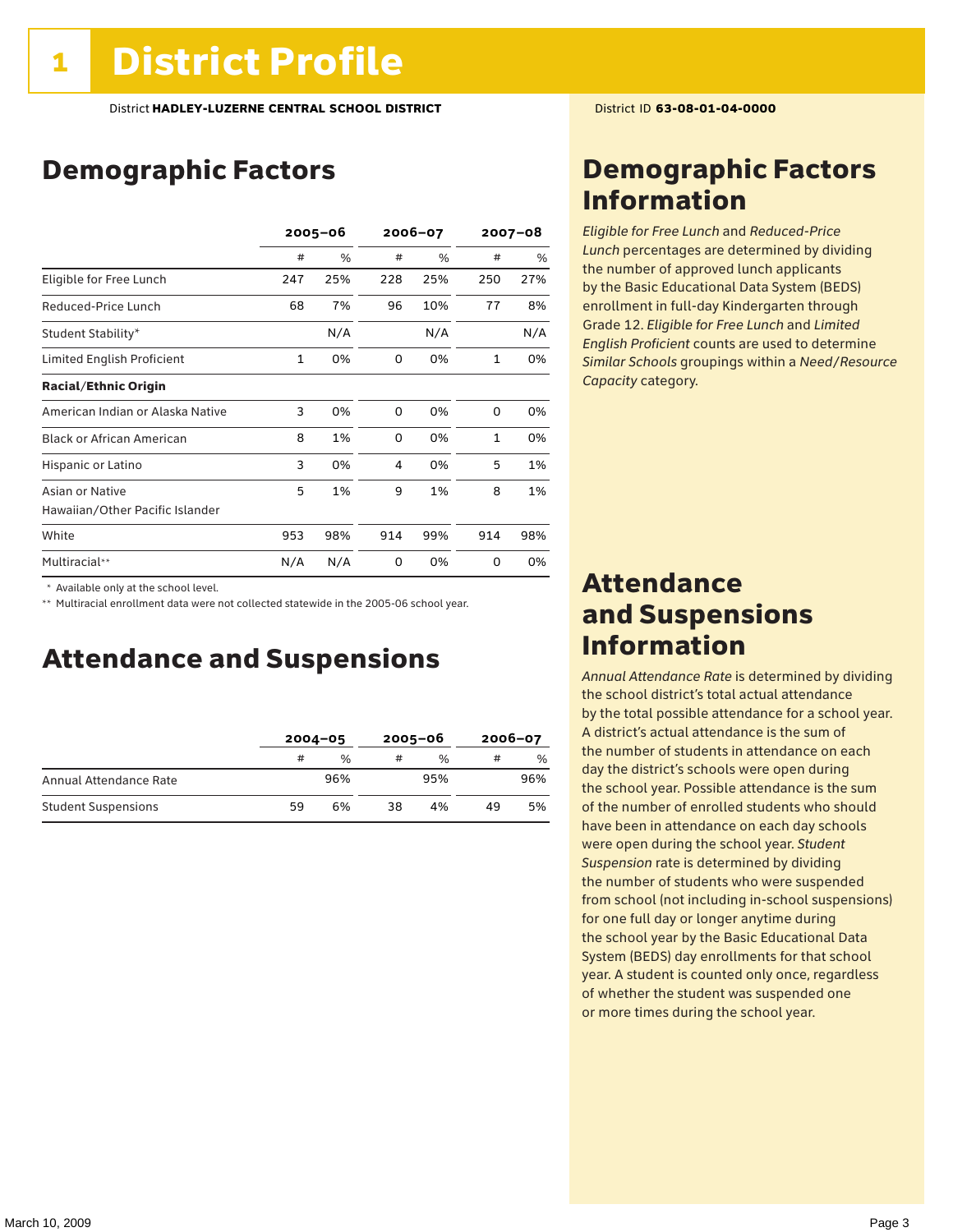# 1 District Profile

District **HADLEY-LUZERNE CENTRAL SCHOOL DISTRICT**

District ID **63-08-01-04-0000**

## Demographic Factors

| | 2005–06 | | 2006–07 | | 2007–08 | |
|---|---|---|---|---|---|---|
| | # | % | # | % | # | % |
| Eligible for Free Lunch | 247 | 25% | 228 | 25% | 250 | 27% |
| Reduced-Price Lunch | 68 | 7% | 96 | 10% | 77 | 8% |
| Student Stability* | | N/A | | N/A | | N/A |
| Limited English Proficient | 1 | 0% | 0 | 0% | 1 | 0% |
| **Racial/Ethnic Origin** | | | | | | |
| American Indian or Alaska Native | 3 | 0% | 0 | 0% | 0 | 0% |
| Black or African American | 8 | 1% | 0 | 0% | 1 | 0% |
| Hispanic or Latino | 3 | 0% | 4 | 0% | 5 | 1% |
| Asian or Native Hawaiian/Other Pacific Islander | 5 | 1% | 9 | 1% | 8 | 1% |
| White | 953 | 98% | 914 | 99% | 914 | 98% |
| Multiracial** | N/A | N/A | 0 | 0% | 0 | 0% |

\* Available only at the school level.

\*\* Multiracial enrollment data were not collected statewide in the 2005-06 school year.

## Attendance and Suspensions

| | 2004–05 | | 2005–06 | | 2006–07 | |
|---|---|---|---|---|---|---|
| | # | % | # | % | # | % |
| Annual Attendance Rate | | 96% | | 95% | | 96% |
| Student Suspensions | 59 | 6% | 38 | 4% | 49 | 5% |

## Demographic Factors Information

*Eligible for Free Lunch* and *Reduced-Price Lunch* percentages are determined by dividing the number of approved lunch applicants by the Basic Educational Data System (BEDS) enrollment in full-day Kindergarten through Grade 12. *Eligible for Free Lunch* and *Limited English Proficient* counts are used to determine *Similar Schools* groupings within a *Need/Resource Capacity* category.

## Attendance and Suspensions Information

*Annual Attendance Rate* is determined by dividing the school district's total actual attendance by the total possible attendance for a school year. A district's actual attendance is the sum of the number of students in attendance on each day the district's schools were open during the school year. Possible attendance is the sum of the number of enrolled students who should have been in attendance on each day schools were open during the school year. *Student Suspension* rate is determined by dividing the number of students who were suspended from school (not including in-school suspensions) for one full day or longer anytime during the school year by the Basic Educational Data System (BEDS) day enrollments for that school year. A student is counted only once, regardless of whether the student was suspended one or more times during the school year.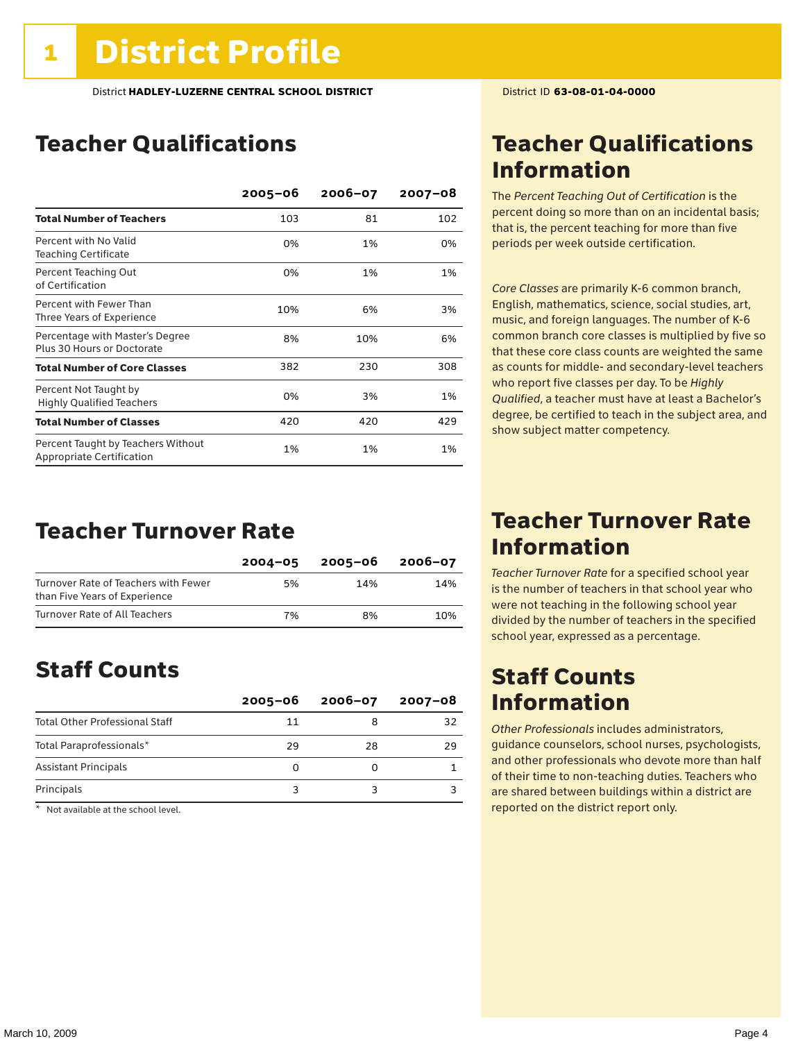# 1 District Profile

District **HADLEY-LUZERNE CENTRAL SCHOOL DISTRICT** District ID **63-08-01-04-0000**

## Teacher Qualifications

| | 2005–06 | 2006–07 | 2007–08 |
|---|---|---|---|
| **Total Number of Teachers** | 103 | 81 | 102 |
| Percent with No Valid Teaching Certificate | 0% | 1% | 0% |
| Percent Teaching Out of Certification | 0% | 1% | 1% |
| Percent with Fewer Than Three Years of Experience | 10% | 6% | 3% |
| Percentage with Master's Degree Plus 30 Hours or Doctorate | 8% | 10% | 6% |
| **Total Number of Core Classes** | 382 | 230 | 308 |
| Percent Not Taught by Highly Qualified Teachers | 0% | 3% | 1% |
| **Total Number of Classes** | 420 | 420 | 429 |
| Percent Taught by Teachers Without Appropriate Certification | 1% | 1% | 1% |

## Teacher Qualifications Information

The *Percent Teaching Out of Certification* is the percent doing so more than on an incidental basis; that is, the percent teaching for more than five periods per week outside certification.

*Core Classes* are primarily K-6 common branch, English, mathematics, science, social studies, art, music, and foreign languages. The number of K-6 common branch core classes is multiplied by five so that these core class counts are weighted the same as counts for middle- and secondary-level teachers who report five classes per day. To be *Highly Qualified*, a teacher must have at least a Bachelor's degree, be certified to teach in the subject area, and show subject matter competency.

## Teacher Turnover Rate

| | 2004–05 | 2005–06 | 2006–07 |
|---|---|---|---|
| Turnover Rate of Teachers with Fewer than Five Years of Experience | 5% | 14% | 14% |
| Turnover Rate of All Teachers | 7% | 8% | 10% |

## Teacher Turnover Rate Information

*Teacher Turnover Rate* for a specified school year is the number of teachers in that school year who were not teaching in the following school year divided by the number of teachers in the specified school year, expressed as a percentage.

## Staff Counts

| | 2005–06 | 2006–07 | 2007–08 |
|---|---|---|---|
| Total Other Professional Staff | 11 | 8 | 32 |
| Total Paraprofessionals* | 29 | 28 | 29 |
| Assistant Principals | 0 | 0 | 1 |
| Principals | 3 | 3 | 3 |

\* Not available at the school level.

## Staff Counts Information

*Other Professionals* includes administrators, guidance counselors, school nurses, psychologists, and other professionals who devote more than half of their time to non-teaching duties. Teachers who are shared between buildings within a district are reported on the district report only.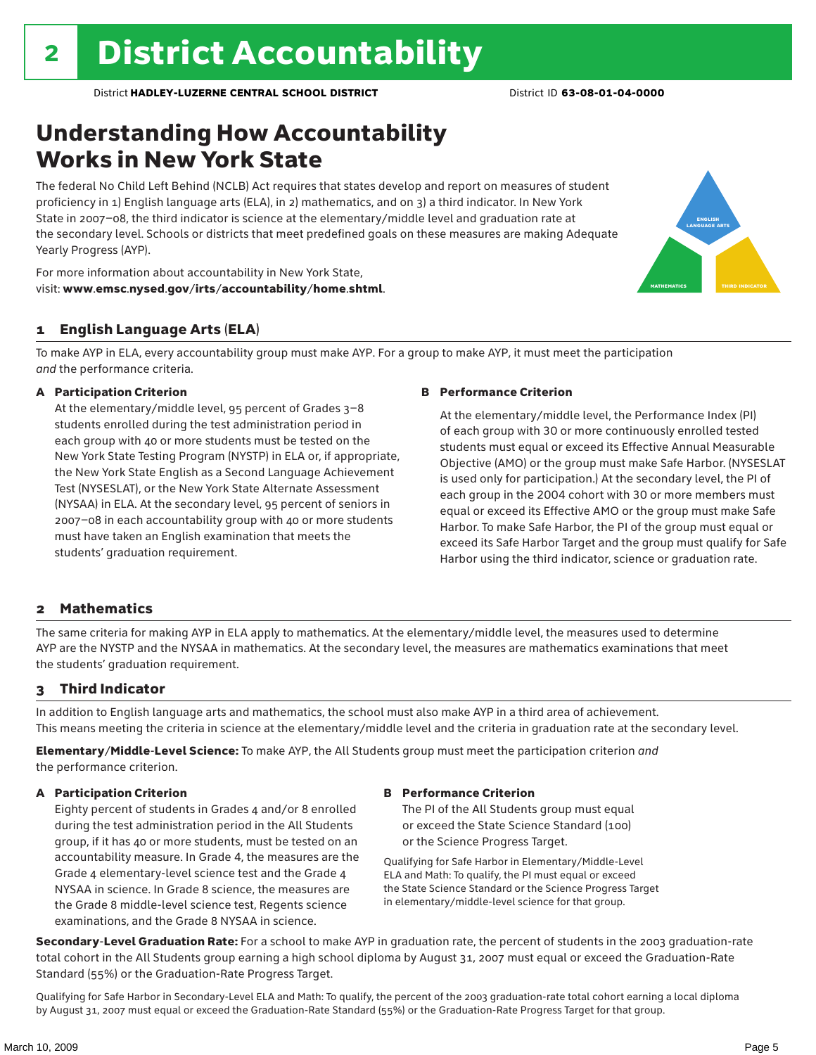# 2 District Accountability

District **HADLEY-LUZERNE CENTRAL SCHOOL DISTRICT** District ID **63-08-01-04-0000**

## Understanding How Accountability Works in New York State

The federal No Child Left Behind (NCLB) Act requires that states develop and report on measures of student proficiency in 1) English language arts (ELA), in 2) mathematics, and on 3) a third indicator. In New York State in 2007–08, the third indicator is science at the elementary/middle level and graduation rate at the secondary level. Schools or districts that meet predefined goals on these measures are making Adequate Yearly Progress (AYP).

For more information about accountability in New York State, visit: **www.emsc.nysed.gov/irts/accountability/home.shtml**.

ENGLISH LANGUAGE ARTS
MATHEMATICS
THIRD INDICATOR

### 1 English Language Arts (ELA)

To make AYP in ELA, every accountability group must make AYP. For a group to make AYP, it must meet the participation *and* the performance criteria.

**A Participation Criterion**

At the elementary/middle level, 95 percent of Grades 3–8 students enrolled during the test administration period in each group with 40 or more students must be tested on the New York State Testing Program (NYSTP) in ELA or, if appropriate, the New York State English as a Second Language Achievement Test (NYSESLAT), or the New York State Alternate Assessment (NYSAA) in ELA. At the secondary level, 95 percent of seniors in 2007–08 in each accountability group with 40 or more students must have taken an English examination that meets the students' graduation requirement.

**B Performance Criterion**

At the elementary/middle level, the Performance Index (PI) of each group with 30 or more continuously enrolled tested students must equal or exceed its Effective Annual Measurable Objective (AMO) or the group must make Safe Harbor. (NYSESLAT is used only for participation.) At the secondary level, the PI of each group in the 2004 cohort with 30 or more members must equal or exceed its Effective AMO or the group must make Safe Harbor. To make Safe Harbor, the PI of the group must equal or exceed its Safe Harbor Target and the group must qualify for Safe Harbor using the third indicator, science or graduation rate.

### 2 Mathematics

The same criteria for making AYP in ELA apply to mathematics. At the elementary/middle level, the measures used to determine AYP are the NYSTP and the NYSAA in mathematics. At the secondary level, the measures are mathematics examinations that meet the students' graduation requirement.

### 3 Third Indicator

In addition to English language arts and mathematics, the school must also make AYP in a third area of achievement. This means meeting the criteria in science at the elementary/middle level and the criteria in graduation rate at the secondary level.

**Elementary/Middle-Level Science:** To make AYP, the All Students group must meet the participation criterion *and* the performance criterion.

**A Participation Criterion**

Eighty percent of students in Grades 4 and/or 8 enrolled during the test administration period in the All Students group, if it has 40 or more students, must be tested on an accountability measure. In Grade 4, the measures are the Grade 4 elementary-level science test and the Grade 4 NYSAA in science. In Grade 8 science, the measures are the Grade 8 middle-level science test, Regents science examinations, and the Grade 8 NYSAA in science.

**B Performance Criterion**

The PI of the All Students group must equal or exceed the State Science Standard (100) or the Science Progress Target.

Qualifying for Safe Harbor in Elementary/Middle-Level ELA and Math: To qualify, the PI must equal or exceed the State Science Standard or the Science Progress Target in elementary/middle-level science for that group.

**Secondary-Level Graduation Rate:** For a school to make AYP in graduation rate, the percent of students in the 2003 graduation-rate total cohort in the All Students group earning a high school diploma by August 31, 2007 must equal or exceed the Graduation-Rate Standard (55%) or the Graduation-Rate Progress Target.

Qualifying for Safe Harbor in Secondary-Level ELA and Math: To qualify, the percent of the 2003 graduation-rate total cohort earning a local diploma by August 31, 2007 must equal or exceed the Graduation-Rate Standard (55%) or the Graduation-Rate Progress Target for that group.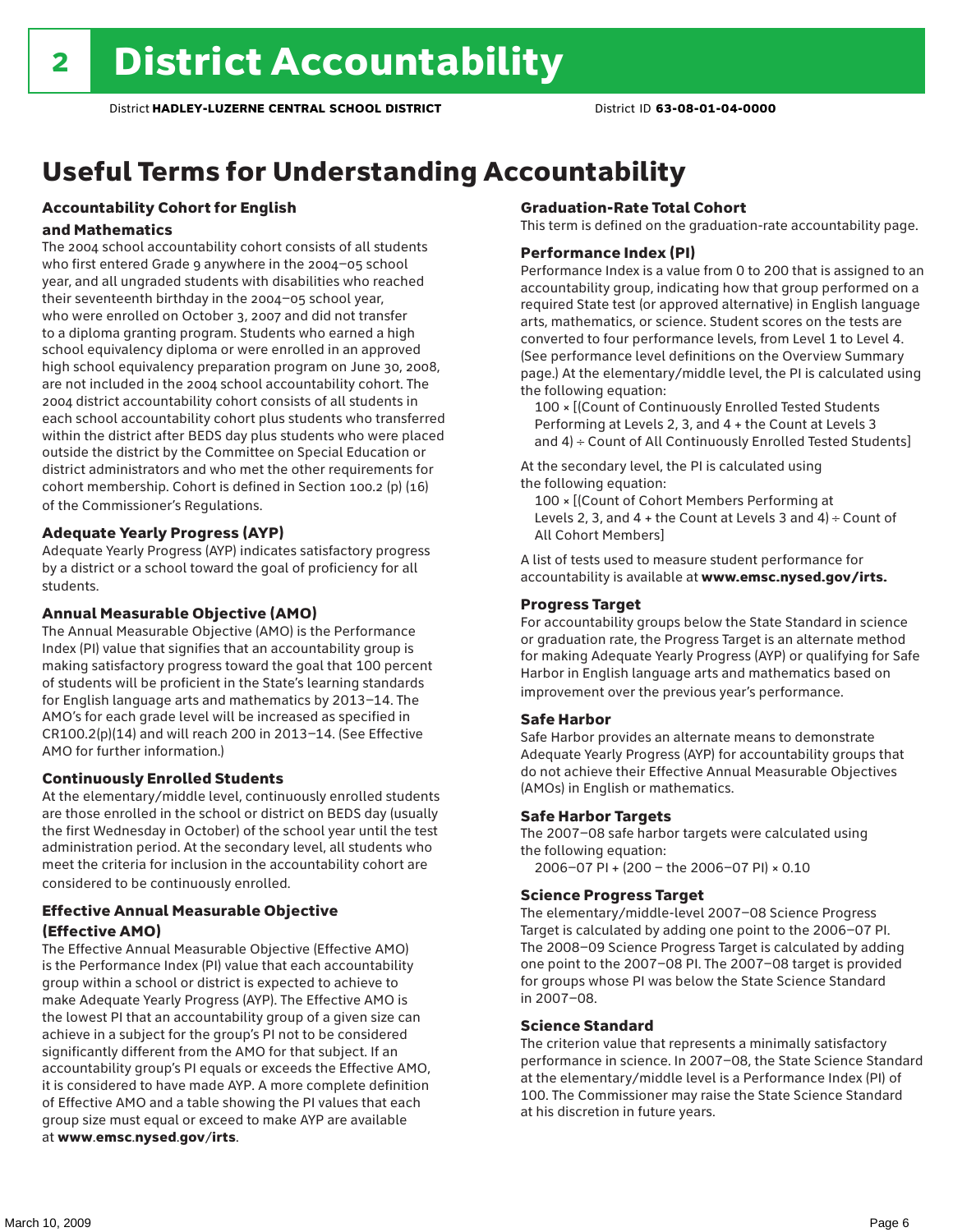# 2 District Accountability

District **HADLEY-LUZERNE CENTRAL SCHOOL DISTRICT** District ID **63-08-01-04-0000**

## Useful Terms for Understanding Accountability

### Accountability Cohort for English and Mathematics

The 2004 school accountability cohort consists of all students who first entered Grade 9 anywhere in the 2004–05 school year, and all ungraded students with disabilities who reached their seventeenth birthday in the 2004–05 school year, who were enrolled on October 3, 2007 and did not transfer to a diploma granting program. Students who earned a high school equivalency diploma or were enrolled in an approved high school equivalency preparation program on June 30, 2008, are not included in the 2004 school accountability cohort. The 2004 district accountability cohort consists of all students in each school accountability cohort plus students who transferred within the district after BEDS day plus students who were placed outside the district by the Committee on Special Education or district administrators and who met the other requirements for cohort membership. Cohort is defined in Section 100.2 (p) (16) of the Commissioner's Regulations.

### Adequate Yearly Progress (AYP)

Adequate Yearly Progress (AYP) indicates satisfactory progress by a district or a school toward the goal of proficiency for all students.

### Annual Measurable Objective (AMO)

The Annual Measurable Objective (AMO) is the Performance Index (PI) value that signifies that an accountability group is making satisfactory progress toward the goal that 100 percent of students will be proficient in the State's learning standards for English language arts and mathematics by 2013–14. The AMO's for each grade level will be increased as specified in CR100.2(p)(14) and will reach 200 in 2013–14. (See Effective AMO for further information.)

### Continuously Enrolled Students

At the elementary/middle level, continuously enrolled students are those enrolled in the school or district on BEDS day (usually the first Wednesday in October) of the school year until the test administration period. At the secondary level, all students who meet the criteria for inclusion in the accountability cohort are considered to be continuously enrolled.

### Effective Annual Measurable Objective (Effective AMO)

The Effective Annual Measurable Objective (Effective AMO) is the Performance Index (PI) value that each accountability group within a school or district is expected to achieve to make Adequate Yearly Progress (AYP). The Effective AMO is the lowest PI that an accountability group of a given size can achieve in a subject for the group's PI not to be considered significantly different from the AMO for that subject. If an accountability group's PI equals or exceeds the Effective AMO, it is considered to have made AYP. A more complete definition of Effective AMO and a table showing the PI values that each group size must equal or exceed to make AYP are available at **www.emsc.nysed.gov/irts**.

### Graduation-Rate Total Cohort

This term is defined on the graduation-rate accountability page.

### Performance Index (PI)

Performance Index is a value from 0 to 200 that is assigned to an accountability group, indicating how that group performed on a required State test (or approved alternative) in English language arts, mathematics, or science. Student scores on the tests are converted to four performance levels, from Level 1 to Level 4. (See performance level definitions on the Overview Summary page.) At the elementary/middle level, the PI is calculated using the following equation:

100 × [(Count of Continuously Enrolled Tested Students Performing at Levels 2, 3, and 4 + the Count at Levels 3 and 4) ÷ Count of All Continuously Enrolled Tested Students]

At the secondary level, the PI is calculated using the following equation:

100 × [(Count of Cohort Members Performing at Levels 2, 3, and 4 + the Count at Levels 3 and 4) ÷ Count of All Cohort Members]

A list of tests used to measure student performance for accountability is available at **www.emsc.nysed.gov/irts.**

### Progress Target

For accountability groups below the State Standard in science or graduation rate, the Progress Target is an alternate method for making Adequate Yearly Progress (AYP) or qualifying for Safe Harbor in English language arts and mathematics based on improvement over the previous year's performance.

### Safe Harbor

Safe Harbor provides an alternate means to demonstrate Adequate Yearly Progress (AYP) for accountability groups that do not achieve their Effective Annual Measurable Objectives (AMOs) in English or mathematics.

### Safe Harbor Targets

The 2007–08 safe harbor targets were calculated using the following equation:

2006–07 PI + (200 – the 2006–07 PI) × 0.10

### Science Progress Target

The elementary/middle-level 2007–08 Science Progress Target is calculated by adding one point to the 2006–07 PI. The 2008–09 Science Progress Target is calculated by adding one point to the 2007–08 PI. The 2007–08 target is provided for groups whose PI was below the State Science Standard in 2007–08.

### Science Standard

The criterion value that represents a minimally satisfactory performance in science. In 2007–08, the State Science Standard at the elementary/middle level is a Performance Index (PI) of 100. The Commissioner may raise the State Science Standard at his discretion in future years.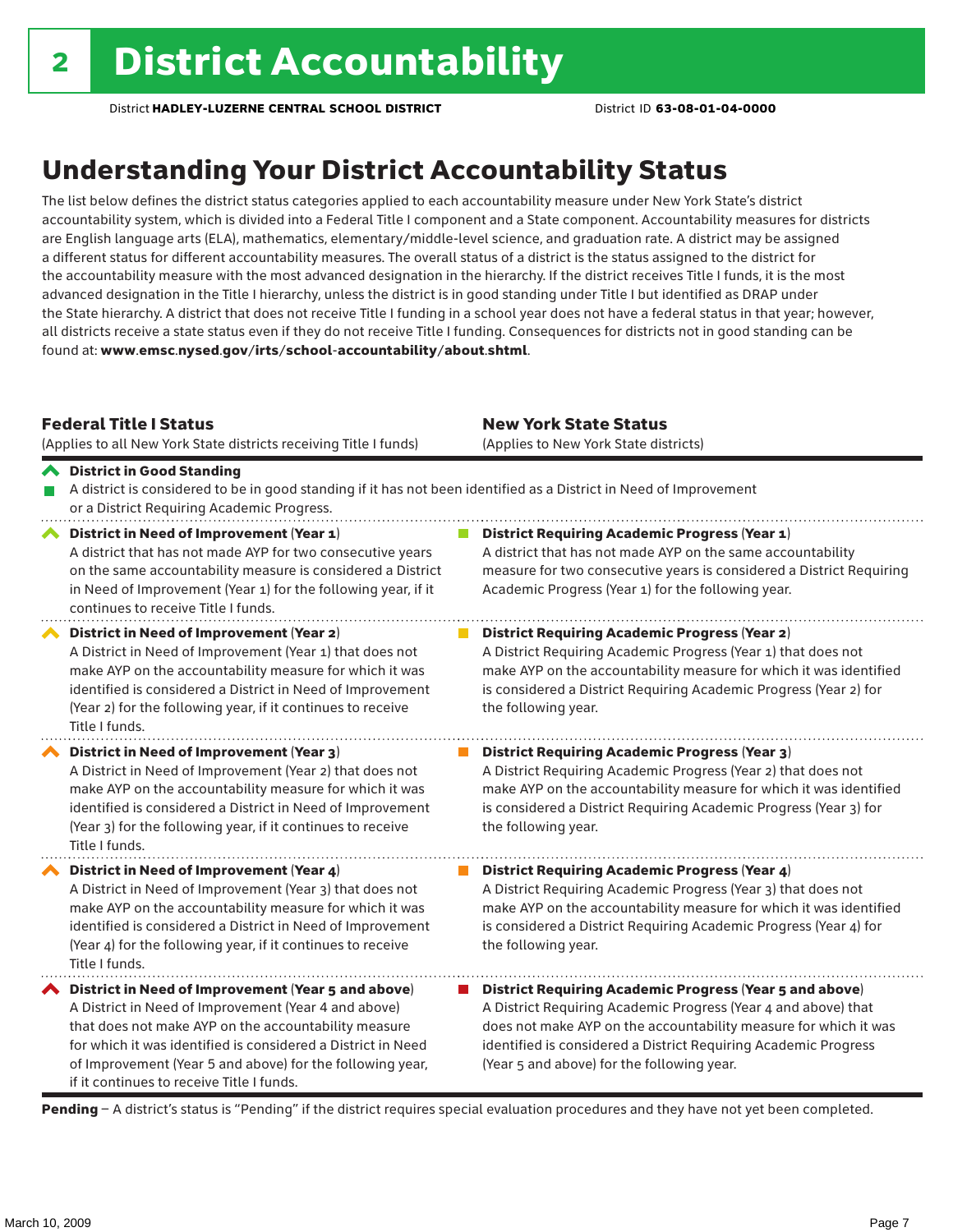# 2 District Accountability

District **HADLEY-LUZERNE CENTRAL SCHOOL DISTRICT** District ID **63-08-01-04-0000**

## Understanding Your District Accountability Status

The list below defines the district status categories applied to each accountability measure under New York State's district accountability system, which is divided into a Federal Title I component and a State component. Accountability measures for districts are English language arts (ELA), mathematics, elementary/middle-level science, and graduation rate. A district may be assigned a different status for different accountability measures. The overall status of a district is the status assigned to the district for the accountability measure with the most advanced designation in the hierarchy. If the district receives Title I funds, it is the most advanced designation in the Title I hierarchy, unless the district is in good standing under Title I but identified as DRAP under the State hierarchy. A district that does not receive Title I funding in a school year does not have a federal status in that year; however, all districts receive a state status even if they do not receive Title I funding. Consequences for districts not in good standing can be found at: **www.emsc.nysed.gov/irts/school-accountability/about.shtml**.

| **Federal Title I Status** (Applies to all New York State districts receiving Title I funds) | **New York State Status** (Applies to New York State districts) |
|---|---|
| **District in Good Standing** A district is considered to be in good standing if it has not been identified as a District in Need of Improvement or a District Requiring Academic Progress. | |
| **District in Need of Improvement (Year 1)** A district that has not made AYP for two consecutive years on the same accountability measure is considered a District in Need of Improvement (Year 1) for the following year, if it continues to receive Title I funds. | **District Requiring Academic Progress (Year 1)** A district that has not made AYP on the same accountability measure for two consecutive years is considered a District Requiring Academic Progress (Year 1) for the following year. |
| **District in Need of Improvement (Year 2)** A District in Need of Improvement (Year 1) that does not make AYP on the accountability measure for which it was identified is considered a District in Need of Improvement (Year 2) for the following year, if it continues to receive Title I funds. | **District Requiring Academic Progress (Year 2)** A District Requiring Academic Progress (Year 1) that does not make AYP on the accountability measure for which it was identified is considered a District Requiring Academic Progress (Year 2) for the following year. |
| **District in Need of Improvement (Year 3)** A District in Need of Improvement (Year 2) that does not make AYP on the accountability measure for which it was identified is considered a District in Need of Improvement (Year 3) for the following year, if it continues to receive Title I funds. | **District Requiring Academic Progress (Year 3)** A District Requiring Academic Progress (Year 2) that does not make AYP on the accountability measure for which it was identified is considered a District Requiring Academic Progress (Year 3) for the following year. |
| **District in Need of Improvement (Year 4)** A District in Need of Improvement (Year 3) that does not make AYP on the accountability measure for which it was identified is considered a District in Need of Improvement (Year 4) for the following year, if it continues to receive Title I funds. | **District Requiring Academic Progress (Year 4)** A District Requiring Academic Progress (Year 3) that does not make AYP on the accountability measure for which it was identified is considered a District Requiring Academic Progress (Year 4) for the following year. |
| **District in Need of Improvement (Year 5 and above)** A District in Need of Improvement (Year 4 and above) that does not make AYP on the accountability measure for which it was identified is considered a District in Need of Improvement (Year 5 and above) for the following year, if it continues to receive Title I funds. | **District Requiring Academic Progress (Year 5 and above)** A District Requiring Academic Progress (Year 4 and above) that does not make AYP on the accountability measure for which it was identified is considered a District Requiring Academic Progress (Year 5 and above) for the following year. |

**Pending** – A district's status is "Pending" if the district requires special evaluation procedures and they have not yet been completed.

March 10, 2009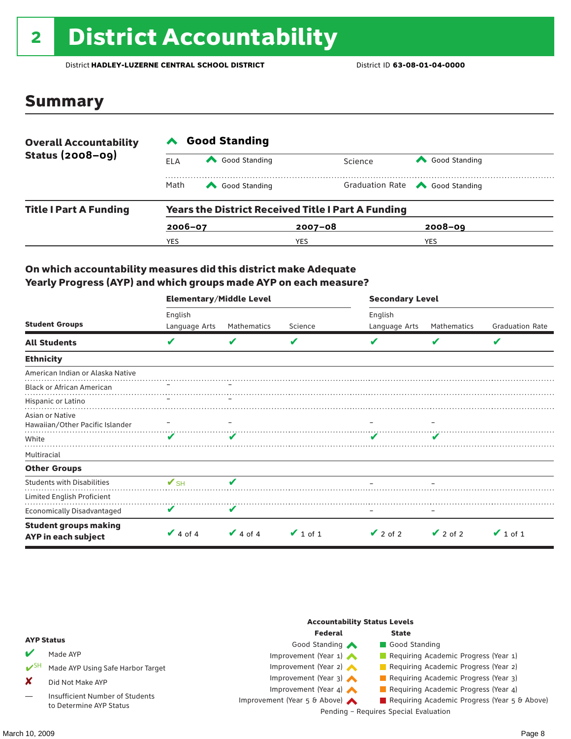# 2 District Accountability

District **HADLEY-LUZERNE CENTRAL SCHOOL DISTRICT** District ID **63-08-01-04-0000**

## Summary

| | | | | |
|---|---|---|---|---|
| **Overall Accountability Status (2008–09)** | **Good Standing** | | | |
| | ELA | Good Standing | Science | Good Standing |
| | Math | Good Standing | Graduation Rate | Good Standing |

**Title I Part A Funding**

**Years the District Received Title I Part A Funding**

| 2006–07 | 2007–08 | 2008–09 |
|---|---|---|
| YES | YES | YES |

### On which accountability measures did this district make Adequate Yearly Progress (AYP) and which groups made AYP on each measure?

| | Elementary/Middle Level | | | Secondary Level | | |
|---|---|---|---|---|---|---|
| **Student Groups** | English Language Arts | Mathematics | Science | English Language Arts | Mathematics | Graduation Rate |
| **All Students** | ✔ | ✔ | ✔ | ✔ | ✔ | ✔ |
| **Ethnicity** | | | | | | |
| American Indian or Alaska Native | | | | | | |
| Black or African American | – | – | | | | |
| Hispanic or Latino | – | – | | | | |
| Asian or Native Hawaiian/Other Pacific Islander | – | – | | – | – | |
| White | ✔ | ✔ | | ✔ | ✔ | |
| Multiracial | | | | | | |
| **Other Groups** | | | | | | |
| Students with Disabilities | ✔SH | ✔ | | – | – | |
| Limited English Proficient | | | | | | |
| Economically Disadvantaged | ✔ | ✔ | | – | – | |
| **Student groups making AYP in each subject** | ✔ 4 of 4 | ✔ 4 of 4 | ✔ 1 of 1 | ✔ 2 of 2 | ✔ 2 of 2 | ✔ 1 of 1 |

**AYP Status**

- ✔ Made AYP
- ✔SH Made AYP Using Safe Harbor Target
- ✘ Did Not Make AYP
- — Insufficient Number of Students to Determine AYP Status

**Accountability Status Levels**

| Federal | State |
|---|---|
| Good Standing | Good Standing |
| Improvement (Year 1) | Requiring Academic Progress (Year 1) |
| Improvement (Year 2) | Requiring Academic Progress (Year 2) |
| Improvement (Year 3) | Requiring Academic Progress (Year 3) |
| Improvement (Year 4) | Requiring Academic Progress (Year 4) |
| Improvement (Year 5 & Above) | Requiring Academic Progress (Year 5 & Above) |

Pending – Requires Special Evaluation

March 10, 2009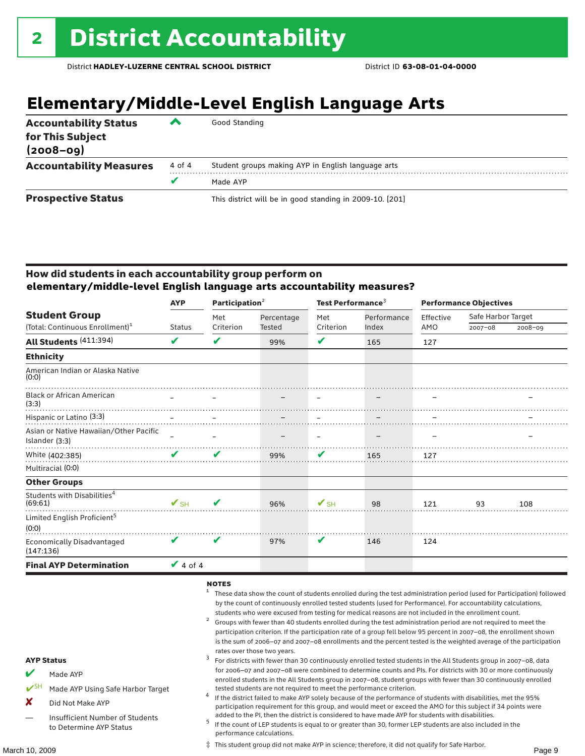# 2 District Accountability

District **HADLEY-LUZERNE CENTRAL SCHOOL DISTRICT** District ID **63-08-01-04-0000**

## Elementary/Middle-Level English Language Arts

| | | |
|---|---|---|
| **Accountability Status for This Subject (2008–09)** | ^ | Good Standing |
| **Accountability Measures** | 4 of 4 | Student groups making AYP in English language arts |
| | ✔ | Made AYP |
| **Prospective Status** | | This district will be in good standing in 2009-10. [201] |

### How did students in each accountability group perform on elementary/middle-level English language arts accountability measures?

| Student Group (Total: Continuous Enrollment)[1] | AYP | Participation[2] | | Test Performance[3] | | Performance Objectives | | |
|---|---|---|---|---|---|---|---|---|
| | Status | Met Criterion | Percentage Tested | Met Criterion | Performance Index | Effective AMO | Safe Harbor Target 2007–08 | Safe Harbor Target 2008–09 |
| **All Students** (411:394) | ✔ | ✔ | 99% | ✔ | 165 | 127 | | |
| **Ethnicity** | | | | | | | | |
| American Indian or Alaska Native (0:0) | | | | | | | | |
| Black or African American (3:3) | – | – | – | – | – | – | | – |
| Hispanic or Latino (3:3) | – | – | – | – | – | – | | – |
| Asian or Native Hawaiian/Other Pacific Islander (3:3) | – | – | – | – | – | – | | – |
| White (402:385) | ✔ | ✔ | 99% | ✔ | 165 | 127 | | |
| Multiracial (0:0) | | | | | | | | |
| **Other Groups** | | | | | | | | |
| Students with Disabilities[4] (69:61) | ✔SH | ✔ | 96% | ✔SH | 98 | 121 | 93 | 108 |
| Limited English Proficient[5] (0:0) | | | | | | | | |
| Economically Disadvantaged (147:136) | ✔ | ✔ | 97% | ✔ | 146 | 124 | | |
| **Final AYP Determination** | ✔ 4 of 4 | | | | | | | |

**AYP Status**

- ✔ Made AYP
- ✔SH Made AYP Using Safe Harbor Target
- ✘ Did Not Make AYP
- — Insufficient Number of Students to Determine AYP Status

**NOTES**

1. These data show the count of students enrolled during the test administration period (used for Participation) followed by the count of continuously enrolled tested students (used for Performance). For accountability calculations, students who were excused from testing for medical reasons are not included in the enrollment count.
2. Groups with fewer than 40 students enrolled during the test administration period are not required to meet the participation criterion. If the participation rate of a group fell below 95 percent in 2007–08, the enrollment shown is the sum of 2006–07 and 2007–08 enrollments and the percent tested is the weighted average of the participation rates over those two years.
3. For districts with fewer than 30 continuously enrolled tested students in the All Students group in 2007–08, data for 2006–07 and 2007–08 were combined to determine counts and PIs. For districts with 30 or more continuously enrolled students in the All Students group in 2007–08, student groups with fewer than 30 continuously enrolled tested students are not required to meet the performance criterion.
4. If the district failed to make AYP solely because of the performance of students with disabilities, met the 95% participation requirement for this group, and would meet or exceed the AMO for this subject if 34 points were added to the PI, then the district is considered to have made AYP for students with disabilities.
5. If the count of LEP students is equal to or greater than 30, former LEP students are also included in the performance calculations.

‡ This student group did not make AYP in science; therefore, it did not qualify for Safe Harbor.

March 10, 2009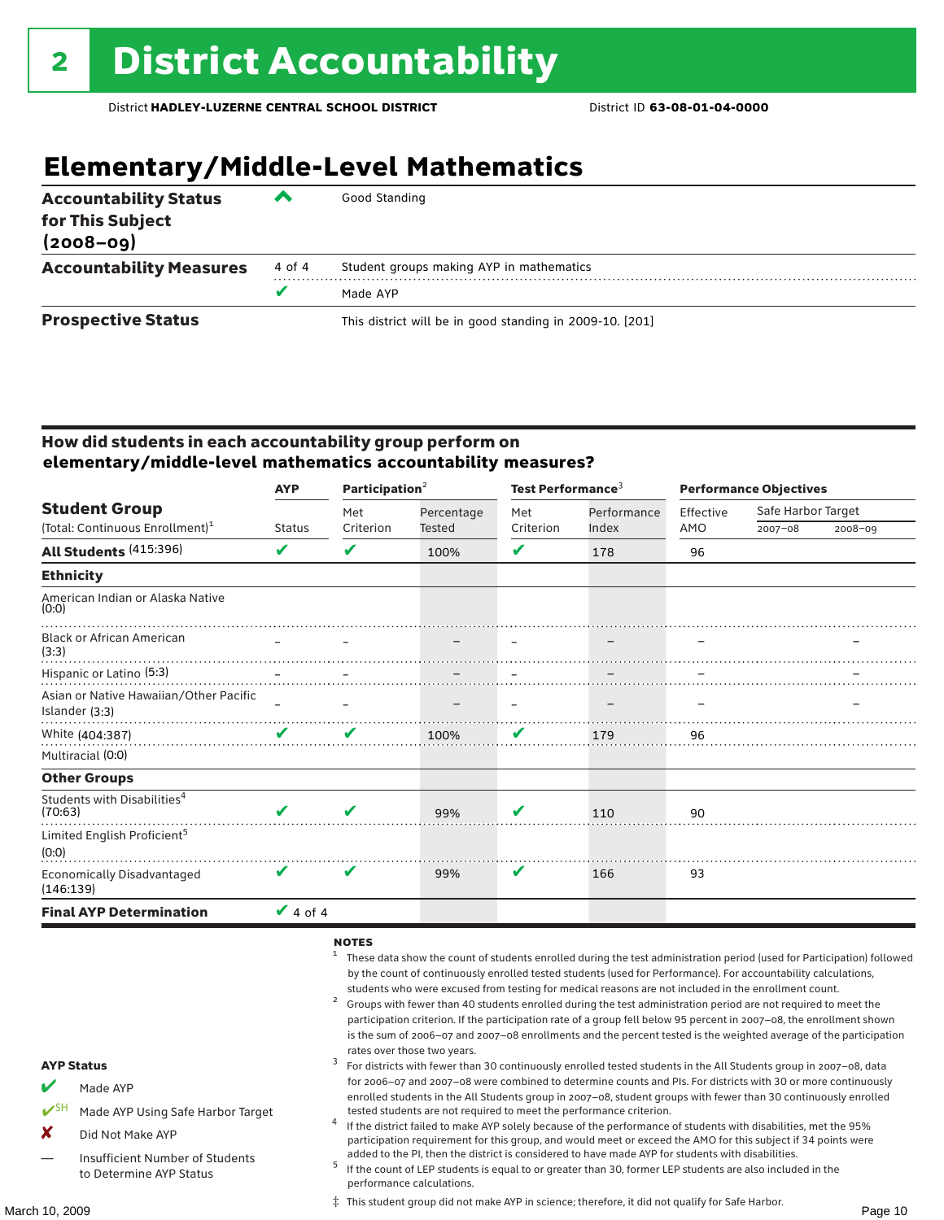# 2 District Accountability

District **HADLEY-LUZERNE CENTRAL SCHOOL DISTRICT** District ID **63-08-01-04-0000**

## Elementary/Middle-Level Mathematics

| | | |
|---|---|---|
| **Accountability Status for This Subject (2008–09)** | ^ | Good Standing |
| **Accountability Measures** | 4 of 4 | Student groups making AYP in mathematics |
| | ✔ | Made AYP |
| **Prospective Status** | | This district will be in good standing in 2009-10. [201] |

### How did students in each accountability group perform on elementary/middle-level mathematics accountability measures?

| Student Group (Total: Continuous Enrollment)[1] | AYP | Participation[2] | | Test Performance[3] | | Performance Objectives | | |
|---|---|---|---|---|---|---|---|---|
| | Status | Met Criterion | Percentage Tested | Met Criterion | Performance Index | Effective AMO | Safe Harbor Target 2007–08 | Safe Harbor Target 2008–09 |
| **All Students** (415:396) | ✔ | ✔ | 100% | ✔ | 178 | 96 | | |
| **Ethnicity** | | | | | | | | |
| American Indian or Alaska Native (0:0) | | | | | | | | |
| Black or African American (3:3) | – | – | – | – | – | – | | – |
| Hispanic or Latino (5:3) | – | – | – | – | – | – | | – |
| Asian or Native Hawaiian/Other Pacific Islander (3:3) | – | – | – | – | – | – | | – |
| White (404:387) | ✔ | ✔ | 100% | ✔ | 179 | 96 | | |
| Multiracial (0:0) | | | | | | | | |
| **Other Groups** | | | | | | | | |
| Students with Disabilities[4] (70:63) | ✔ | ✔ | 99% | ✔ | 110 | 90 | | |
| Limited English Proficient[5] (0:0) | | | | | | | | |
| Economically Disadvantaged (146:139) | ✔ | ✔ | 99% | ✔ | 166 | 93 | | |
| **Final AYP Determination** | ✔ 4 of 4 | | | | | | | |

**AYP Status**

- ✔ Made AYP
- ✔SH Made AYP Using Safe Harbor Target
- ✘ Did Not Make AYP
- — Insufficient Number of Students to Determine AYP Status

**NOTES**

1. These data show the count of students enrolled during the test administration period (used for Participation) followed by the count of continuously enrolled tested students (used for Performance). For accountability calculations, students who were excused from testing for medical reasons are not included in the enrollment count.
2. Groups with fewer than 40 students enrolled during the test administration period are not required to meet the participation criterion. If the participation rate of a group fell below 95 percent in 2007–08, the enrollment shown is the sum of 2006–07 and 2007–08 enrollments and the percent tested is the weighted average of the participation rates over those two years.
3. For districts with fewer than 30 continuously enrolled tested students in the All Students group in 2007–08, data for 2006–07 and 2007–08 were combined to determine counts and PIs. For districts with 30 or more continuously enrolled students in the All Students group in 2007–08, student groups with fewer than 30 continuously enrolled tested students are not required to meet the performance criterion.
4. If the district failed to make AYP solely because of the performance of students with disabilities, met the 95% participation requirement for this group, and would meet or exceed the AMO for this subject if 34 points were added to the PI, then the district is considered to have made AYP for students with disabilities.
5. If the count of LEP students is equal to or greater than 30, former LEP students are also included in the performance calculations.

‡ This student group did not make AYP in science; therefore, it did not qualify for Safe Harbor.

March 10, 2009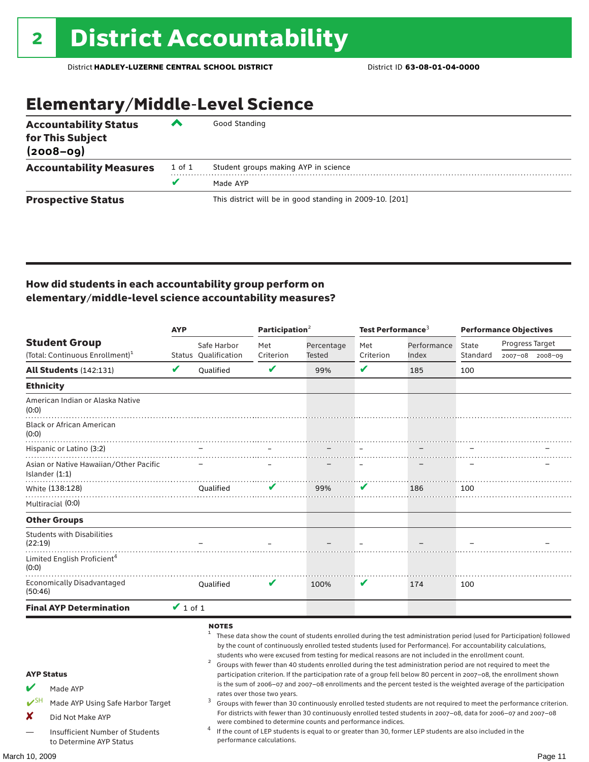# 2 District Accountability

District **HADLEY-LUZERNE CENTRAL SCHOOL DISTRICT** District ID **63-08-01-04-0000**

## Elementary/Middle-Level Science

| | | |
|---|---|---|
| **Accountability Status for This Subject (2008–09)** | ^ | Good Standing |
| **Accountability Measures** | 1 of 1 | Student groups making AYP in science |
| | ✔ | Made AYP |
| **Prospective Status** | | This district will be in good standing in 2009-10. [201] |

### How did students in each accountability group perform on elementary/middle-level science accountability measures?

| Student Group (Total: Continuous Enrollment)[1] | AYP | | Participation[2] | | Test Performance[3] | | Performance Objectives | | |
|---|---|---|---|---|---|---|---|---|---|
| | Status | Safe Harbor Qualification | Met Criterion | Percentage Tested | Met Criterion | Performance Index | State Standard | Progress Target 2007–08 | Progress Target 2008–09 |
| **All Students** (142:131) | ✔ | Qualified | ✔ | 99% | ✔ | 185 | 100 | | |
| **Ethnicity** | | | | | | | | | |
| American Indian or Alaska Native (0:0) | | | | | | | | | |
| Black or African American (0:0) | | | | | | | | | |
| Hispanic or Latino (3:2) | | – | – | – | – | – | – | | – |
| Asian or Native Hawaiian/Other Pacific Islander (1:1) | | – | – | – | – | – | – | | – |
| White (138:128) | | Qualified | ✔ | 99% | ✔ | 186 | 100 | | |
| Multiracial (0:0) | | | | | | | | | |
| **Other Groups** | | | | | | | | | |
| Students with Disabilities (22:19) | | – | – | – | – | – | – | | – |
| Limited English Proficient[4] (0:0) | | | | | | | | | |
| Economically Disadvantaged (50:46) | | Qualified | ✔ | 100% | ✔ | 174 | 100 | | |
| **Final AYP Determination** | ✔ 1 of 1 | | | | | | | | |

**NOTES**

1. These data show the count of students enrolled during the test administration period (used for Participation) followed by the count of continuously enrolled tested students (used for Performance). For accountability calculations, students who were excused from testing for medical reasons are not included in the enrollment count.
2. Groups with fewer than 40 students enrolled during the test administration period are not required to meet the participation criterion. If the participation rate of a group fell below 80 percent in 2007–08, the enrollment shown is the sum of 2006–07 and 2007–08 enrollments and the percent tested is the weighted average of the participation rates over those two years.
3. Groups with fewer than 30 continuously enrolled tested students are not required to meet the performance criterion. For districts with fewer than 30 continuously enrolled tested students in 2007–08, data for 2006–07 and 2007–08 were combined to determine counts and performance indices.
4. If the count of LEP students is equal to or greater than 30, former LEP students are also included in the performance calculations.

**AYP Status**

- ✔ Made AYP
- ✔SH Made AYP Using Safe Harbor Target
- ✘ Did Not Make AYP
- — Insufficient Number of Students to Determine AYP Status

March 10, 2009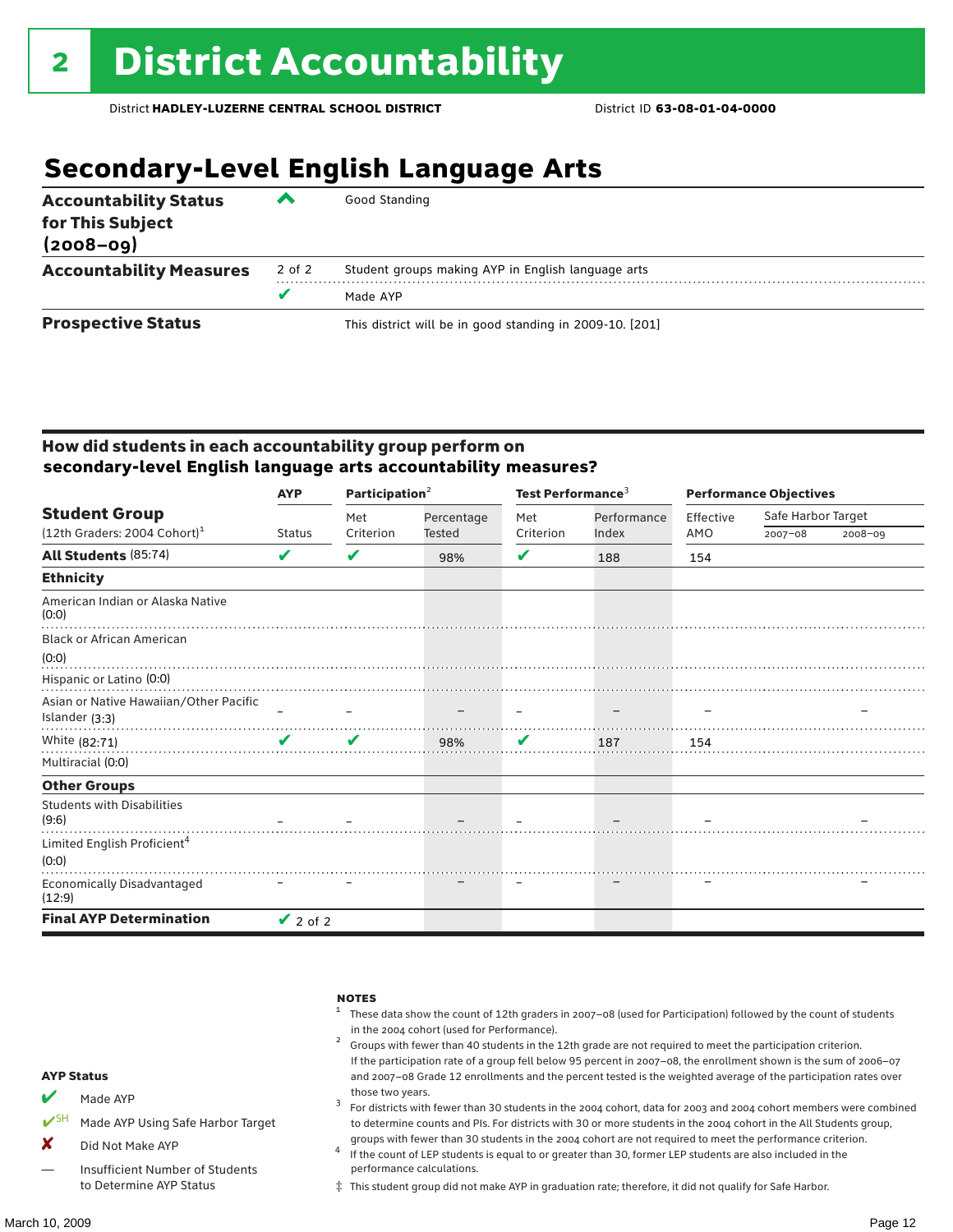# 2 District Accountability

District **HADLEY-LUZERNE CENTRAL SCHOOL DISTRICT** District ID **63-08-01-04-0000**

## Secondary-Level English Language Arts

| | | |
|---|---|---|
| **Accountability Status for This Subject (2008–09)** | ^ | Good Standing |
| **Accountability Measures** | 2 of 2 | Student groups making AYP in English language arts |
| | ✔ | Made AYP |
| **Prospective Status** | | This district will be in good standing in 2009-10. [201] |

### How did students in each accountability group perform on secondary-level English language arts accountability measures?

| Student Group (12th Graders: 2004 Cohort)[1] | AYP | Participation[2] | | Test Performance[3] | | Performance Objectives | | |
|---|---|---|---|---|---|---|---|---|
| | Status | Met Criterion | Percentage Tested | Met Criterion | Performance Index | Effective AMO | Safe Harbor Target 2007–08 | Safe Harbor Target 2008–09 |
| **All Students** (85:74) | ✔ | ✔ | 98% | ✔ | 188 | 154 | | |
| **Ethnicity** | | | | | | | | |
| American Indian or Alaska Native (0:0) | | | | | | | | |
| Black or African American (0:0) | | | | | | | | |
| Hispanic or Latino (0:0) | | | | | | | | |
| Asian or Native Hawaiian/Other Pacific Islander (3:3) | – | – | – | – | – | – | | – |
| White (82:71) | ✔ | ✔ | 98% | ✔ | 187 | 154 | | |
| Multiracial (0:0) | | | | | | | | |
| **Other Groups** | | | | | | | | |
| Students with Disabilities (9:6) | – | – | – | – | – | – | | – |
| Limited English Proficient[4] (0:0) | | | | | | | | |
| Economically Disadvantaged (12:9) | – | – | – | – | – | – | | – |
| **Final AYP Determination** | ✔ 2 of 2 | | | | | | | |

**AYP Status**

- ✔ Made AYP
- ✔SH Made AYP Using Safe Harbor Target
- ✘ Did Not Make AYP
- — Insufficient Number of Students to Determine AYP Status

**NOTES**

1 These data show the count of 12th graders in 2007–08 (used for Participation) followed by the count of students in the 2004 cohort (used for Performance).

2 Groups with fewer than 40 students in the 12th grade are not required to meet the participation criterion. If the participation rate of a group fell below 95 percent in 2007–08, the enrollment shown is the sum of 2006–07 and 2007–08 Grade 12 enrollments and the percent tested is the weighted average of the participation rates over those two years.

3 For districts with fewer than 30 students in the 2004 cohort, data for 2003 and 2004 cohort members were combined to determine counts and PIs. For districts with 30 or more students in the 2004 cohort in the All Students group, groups with fewer than 30 students in the 2004 cohort are not required to meet the performance criterion.

4 If the count of LEP students is equal to or greater than 30, former LEP students are also included in the performance calculations.

‡ This student group did not make AYP in graduation rate; therefore, it did not qualify for Safe Harbor.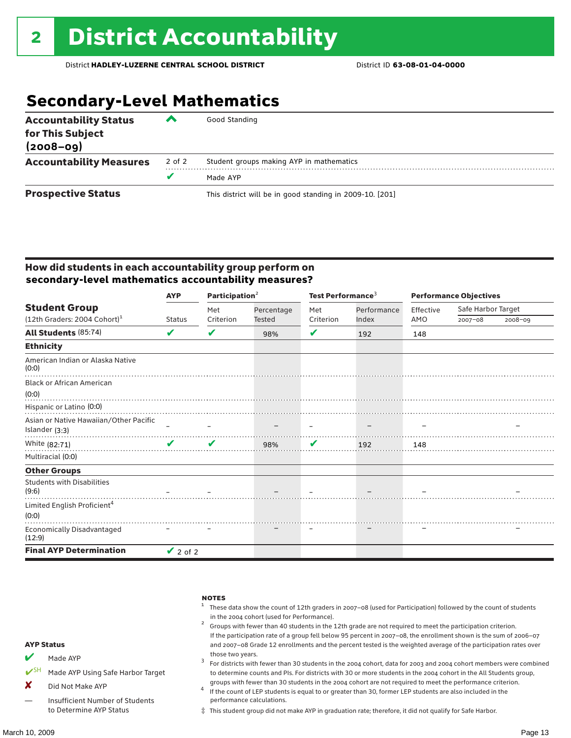# 2 District Accountability

District **HADLEY-LUZERNE CENTRAL SCHOOL DISTRICT** District ID **63-08-01-04-0000**

## Secondary-Level Mathematics

| | | |
|---|---|---|
| **Accountability Status for This Subject (2008–09)** | ^ | Good Standing |
| **Accountability Measures** | 2 of 2 | Student groups making AYP in mathematics |
| | ✔ | Made AYP |
| **Prospective Status** | | This district will be in good standing in 2009-10. [201] |

### How did students in each accountability group perform on secondary-level mathematics accountability measures?

| Student Group (12th Graders: 2004 Cohort)[1] | AYP | Participation[2] | | Test Performance[3] | | Performance Objectives | | |
|---|---|---|---|---|---|---|---|---|
| | Status | Met Criterion | Percentage Tested | Met Criterion | Performance Index | Effective AMO | Safe Harbor Target 2007–08 | Safe Harbor Target 2008–09 |
| **All Students** (85:74) | ✔ | ✔ | 98% | ✔ | 192 | 148 | | |
| **Ethnicity** | | | | | | | | |
| American Indian or Alaska Native (0:0) | | | | | | | | |
| Black or African American (0:0) | | | | | | | | |
| Hispanic or Latino (0:0) | | | | | | | | |
| Asian or Native Hawaiian/Other Pacific Islander (3:3) | – | – | – | – | – | – | | – |
| White (82:71) | ✔ | ✔ | 98% | ✔ | 192 | 148 | | |
| Multiracial (0:0) | | | | | | | | |
| **Other Groups** | | | | | | | | |
| Students with Disabilities (9:6) | – | – | – | – | – | – | | – |
| Limited English Proficient[4] (0:0) | | | | | | | | |
| Economically Disadvantaged (12:9) | – | – | – | – | – | – | | – |
| **Final AYP Determination** | ✔ 2 of 2 | | | | | | | |

**AYP Status**

- ✔ Made AYP
- ✔SH Made AYP Using Safe Harbor Target
- ✘ Did Not Make AYP
- — Insufficient Number of Students to Determine AYP Status

**NOTES**

1. These data show the count of 12th graders in 2007–08 (used for Participation) followed by the count of students in the 2004 cohort (used for Performance).
2. Groups with fewer than 40 students in the 12th grade are not required to meet the participation criterion. If the participation rate of a group fell below 95 percent in 2007–08, the enrollment shown is the sum of 2006–07 and 2007–08 Grade 12 enrollments and the percent tested is the weighted average of the participation rates over those two years.
3. For districts with fewer than 30 students in the 2004 cohort, data for 2003 and 2004 cohort members were combined to determine counts and PIs. For districts with 30 or more students in the 2004 cohort in the All Students group, groups with fewer than 30 students in the 2004 cohort are not required to meet the performance criterion.
4. If the count of LEP students is equal to or greater than 30, former LEP students are also included in the performance calculations.

‡ This student group did not make AYP in graduation rate; therefore, it did not qualify for Safe Harbor.

March 10, 2009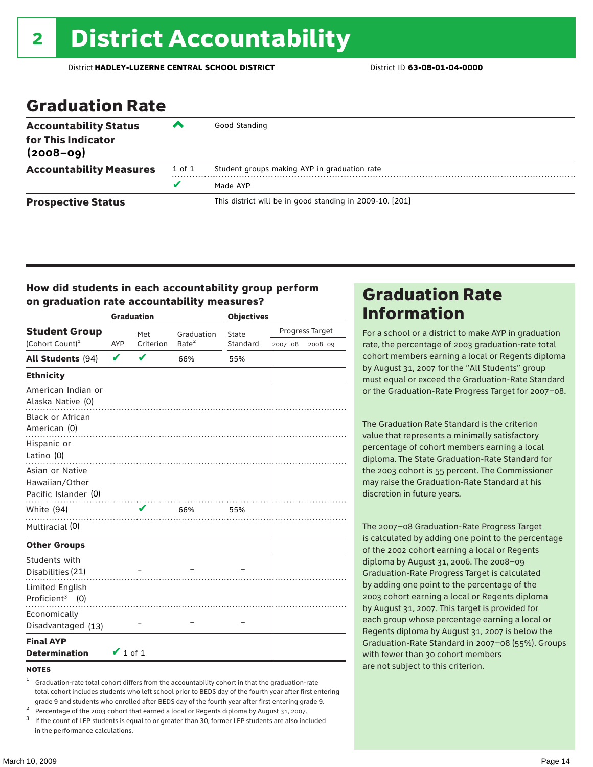# 2 District Accountability

District **HADLEY-LUZERNE CENTRAL SCHOOL DISTRICT** District ID **63-08-01-04-0000**

## Graduation Rate

| | | |
|---|---|---|
| **Accountability Status for This Indicator (2008–09)** | ^ | Good Standing |
| **Accountability Measures** | 1 of 1 | Student groups making AYP in graduation rate |
| | ✔ | Made AYP |
| **Prospective Status** | | This district will be in good standing in 2009-10. [201] |

### How did students in each accountability group perform on graduation rate accountability measures?

| Student Group (Cohort Count)[1] | Graduation AYP | Met Criterion | Graduation Rate[2] | Objectives State Standard | Progress Target 2007–08 | Progress Target 2008–09 |
|---|---|---|---|---|---|---|
| **All Students** (94) | ✔ | ✔ | 66% | 55% | | |
| **Ethnicity** | | | | | | |
| American Indian or Alaska Native (0) | | | | | | |
| Black or African American (0) | | | | | | |
| Hispanic or Latino (0) | | | | | | |
| Asian or Native Hawaiian/Other Pacific Islander (0) | | | | | | |
| White (94) | | ✔ | 66% | 55% | | |
| Multiracial (0) | | | | | | |
| **Other Groups** | | | | | | |
| Students with Disabilities (21) | | – | – | – | | |
| Limited English Proficient[3] (0) | | | | | | |
| Economically Disadvantaged (13) | | – | – | – | | |
| **Final AYP Determination** | ✔ 1 of 1 | | | | | |

**NOTES**

1 Graduation-rate total cohort differs from the accountability cohort in that the graduation-rate total cohort includes students who left school prior to BEDS day of the fourth year after first entering grade 9 and students who enrolled after BEDS day of the fourth year after first entering grade 9.

2 Percentage of the 2003 cohort that earned a local or Regents diploma by August 31, 2007.

3 If the count of LEP students is equal to or greater than 30, former LEP students are also included in the performance calculations.

## Graduation Rate Information

For a school or a district to make AYP in graduation rate, the percentage of 2003 graduation-rate total cohort members earning a local or Regents diploma by August 31, 2007 for the "All Students" group must equal or exceed the Graduation-Rate Standard or the Graduation-Rate Progress Target for 2007–08.

The Graduation Rate Standard is the criterion value that represents a minimally satisfactory percentage of cohort members earning a local diploma. The State Graduation-Rate Standard for the 2003 cohort is 55 percent. The Commissioner may raise the Graduation-Rate Standard at his discretion in future years.

The 2007–08 Graduation-Rate Progress Target is calculated by adding one point to the percentage of the 2002 cohort earning a local or Regents diploma by August 31, 2006. The 2008–09 Graduation-Rate Progress Target is calculated by adding one point to the percentage of the 2003 cohort earning a local or Regents diploma by August 31, 2007. This target is provided for each group whose percentage earning a local or Regents diploma by August 31, 2007 is below the Graduation-Rate Standard in 2007–08 (55%). Groups with fewer than 30 cohort members are not subject to this criterion.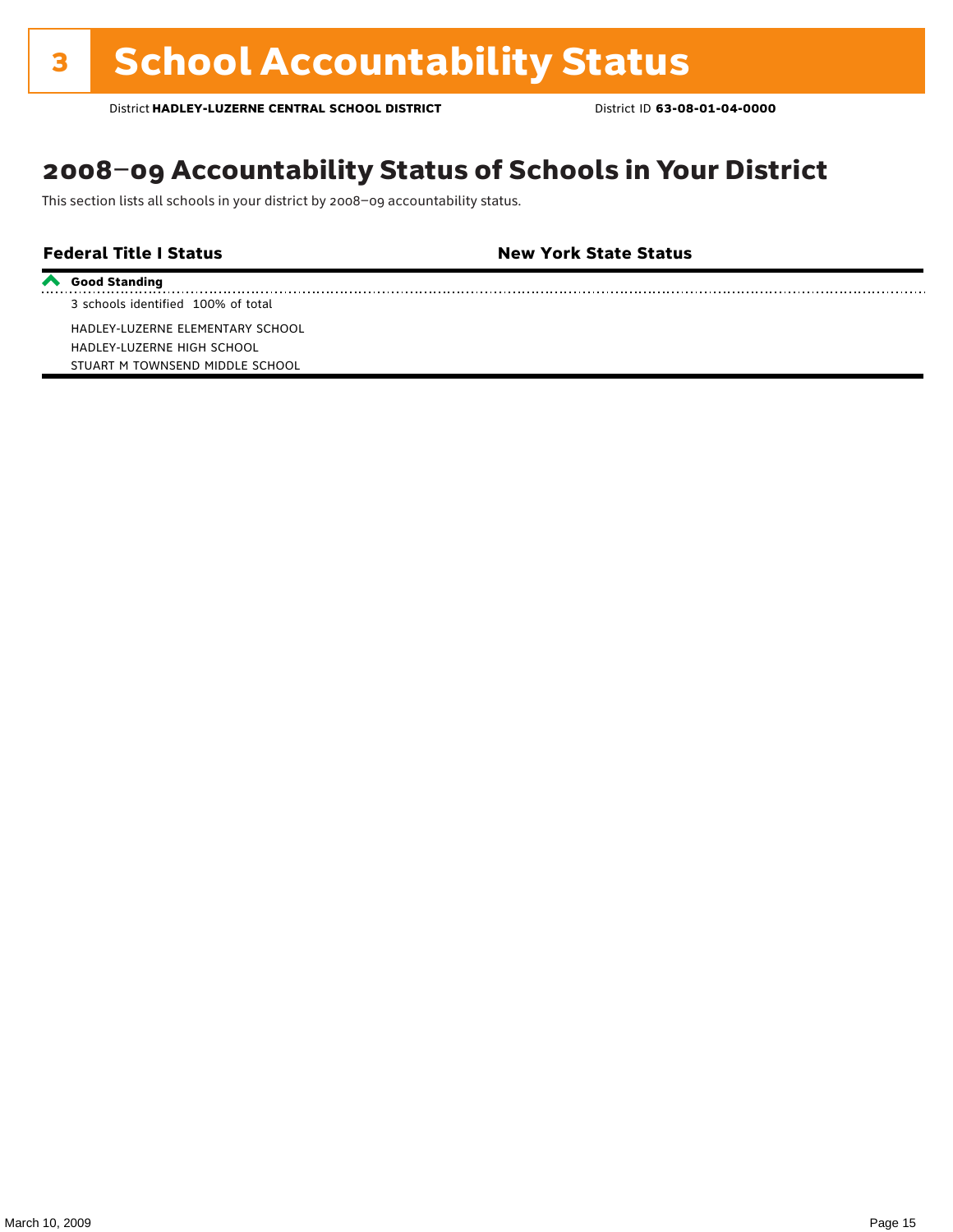# 3 School Accountability Status

District **HADLEY-LUZERNE CENTRAL SCHOOL DISTRICT** District ID **63-08-01-04-0000**

## 2008–09 Accountability Status of Schools in Your District

This section lists all schools in your district by 2008–09 accountability status.

| Federal Title I Status | New York State Status |
| --- | --- |
| **Good Standing** | |
| 3 schools identified 100% of total | |
| HADLEY-LUZERNE ELEMENTARY SCHOOL | |
| HADLEY-LUZERNE HIGH SCHOOL | |
| STUART M TOWNSEND MIDDLE SCHOOL | |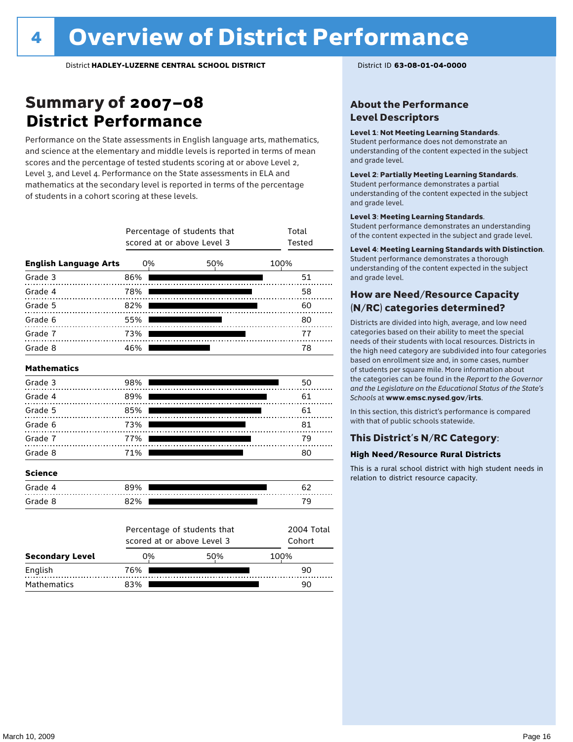# Overview of District Performance

District **HADLEY-LUZERNE CENTRAL SCHOOL DISTRICT**

District ID **63-08-01-04-0000**

## Summary of 2007–08 District Performance

Performance on the State assessments in English language arts, mathematics, and science at the elementary and middle levels is reported in terms of mean scores and the percentage of tested students scoring at or above Level 2, Level 3, and Level 4. Performance on the State assessments in ELA and mathematics at the secondary level is reported in terms of the percentage of students in a cohort scoring at these levels.

Percentage of students that scored at or above Level 3

Total Tested

0% 50% 100%

**English Language Arts**

Grade 3 86% 51
Grade 4 78% 58
Grade 5 82% 60
Grade 6 55% 80
Grade 7 73% 77
Grade 8 46% 78

**Mathematics**

Grade 3 98% 50
Grade 4 89% 61
Grade 5 85% 61
Grade 6 73% 81
Grade 7 77% 79
Grade 8 71% 80

**Science**

Grade 4 89% 62
Grade 8 82% 79

Percentage of students that scored at or above Level 3

2004 Total Cohort

0% 50% 100%

**Secondary Level**

English 76% 90
Mathematics 83% 90

## About the Performance Level Descriptors

**Level 1**: **Not Meeting Learning Standards**. Student performance does not demonstrate an understanding of the content expected in the subject and grade level.

**Level 2**: **Partially Meeting Learning Standards**. Student performance demonstrates a partial understanding of the content expected in the subject and grade level.

**Level 3**: **Meeting Learning Standards**. Student performance demonstrates an understanding of the content expected in the subject and grade level.

**Level 4**: **Meeting Learning Standards with Distinction**. Student performance demonstrates a thorough understanding of the content expected in the subject and grade level.

## How are Need/Resource Capacity (N/RC) categories determined?

Districts are divided into high, average, and low need categories based on their ability to meet the special needs of their students with local resources. Districts in the high need category are subdivided into four categories based on enrollment size and, in some cases, number of students per square mile. More information about the categories can be found in the *Report to the Governor and the Legislature on the Educational Status of the State's Schools* at **www.emsc.nysed.gov/irts**.

In this section, this district's performance is compared with that of public schools statewide.

## This District's N/RC Category:

**High Need/Resource Rural Districts**

This is a rural school district with high student needs in relation to district resource capacity.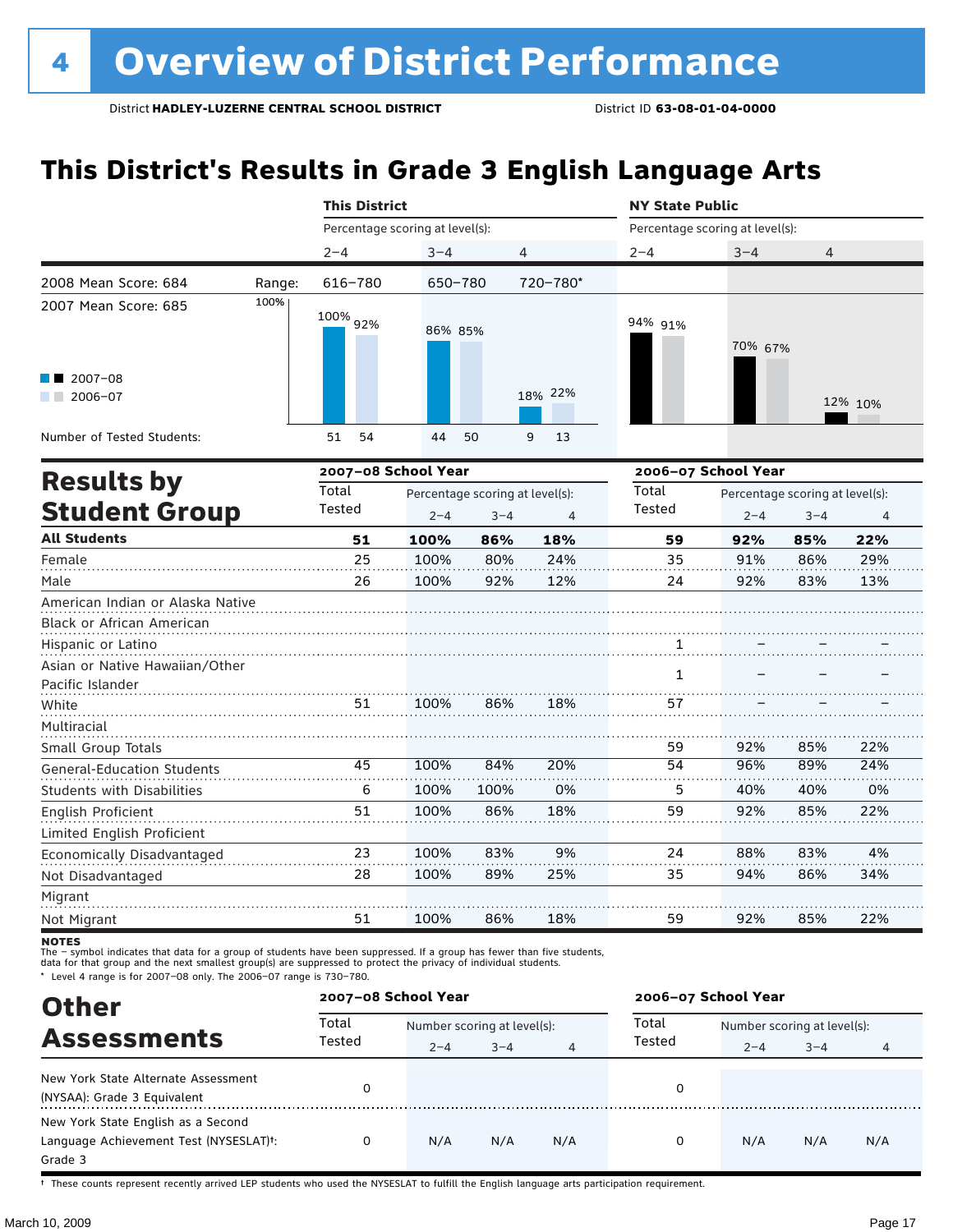# 4 Overview of District Performance

District **HADLEY-LUZERNE CENTRAL SCHOOL DISTRICT** District ID **63-08-01-04-0000**

## This District's Results in Grade 3 English Language Arts

This District — Percentage scoring at level(s):
2–4 3–4 4

NY State Public — Percentage scoring at level(s):
2–4 3–4 4

2008 Mean Score: 684 Range: 616–780 650–780 720–780*

2007 Mean Score: 685

100%

2007–08
2006–07

100% 92%
86% 85%
18% 22%

94% 91%
70% 67%
12% 10%

Number of Tested Students: 51 54 44 50 9 13

## Results by Student Group

| | 2007–08 School Year | | | | 2006–07 School Year | | | |
|---|---|---|---|---|---|---|---|---|
| | Total Tested | Percentage scoring at level(s): 2–4 | 3–4 | 4 | Total Tested | Percentage scoring at level(s): 2–4 | 3–4 | 4 |
| **All Students** | **51** | **100%** | **86%** | **18%** | **59** | **92%** | **85%** | **22%** |
| Female | 25 | 100% | 80% | 24% | 35 | 91% | 86% | 29% |
| Male | 26 | 100% | 92% | 12% | 24 | 92% | 83% | 13% |
| American Indian or Alaska Native | | | | | | | | |
| Black or African American | | | | | | | | |
| Hispanic or Latino | | | | | 1 | – | – | – |
| Asian or Native Hawaiian/Other Pacific Islander | | | | | 1 | – | – | – |
| White | 51 | 100% | 86% | 18% | 57 | – | – | – |
| Multiracial | | | | | | | | |
| Small Group Totals | | | | | 59 | 92% | 85% | 22% |
| General-Education Students | 45 | 100% | 84% | 20% | 54 | 96% | 89% | 24% |
| Students with Disabilities | 6 | 100% | 100% | 0% | 5 | 40% | 40% | 0% |
| English Proficient | 51 | 100% | 86% | 18% | 59 | 92% | 85% | 22% |
| Limited English Proficient | | | | | | | | |
| Economically Disadvantaged | 23 | 100% | 83% | 9% | 24 | 88% | 83% | 4% |
| Not Disadvantaged | 28 | 100% | 89% | 25% | 35 | 94% | 86% | 34% |
| Migrant | | | | | | | | |
| Not Migrant | 51 | 100% | 86% | 18% | 59 | 92% | 85% | 22% |

**NOTES**
The – symbol indicates that data for a group of students have been suppressed. If a group has fewer than five students, data for that group and the next smallest group(s) are suppressed to protect the privacy of individual students.
* Level 4 range is for 2007–08 only. The 2006–07 range is 730–780.

## Other Assessments

| | 2007–08 School Year | | | | 2006–07 School Year | | | |
|---|---|---|---|---|---|---|---|---|
| | Total Tested | Number scoring at level(s): 2–4 | 3–4 | 4 | Total Tested | Number scoring at level(s): 2–4 | 3–4 | 4 |
| New York State Alternate Assessment (NYSAA): Grade 3 Equivalent | 0 | | | | 0 | | | |
| New York State English as a Second Language Achievement Test (NYSESLAT)†: Grade 3 | 0 | N/A | N/A | N/A | 0 | N/A | N/A | N/A |

† These counts represent recently arrived LEP students who used the NYSESLAT to fulfill the English language arts participation requirement.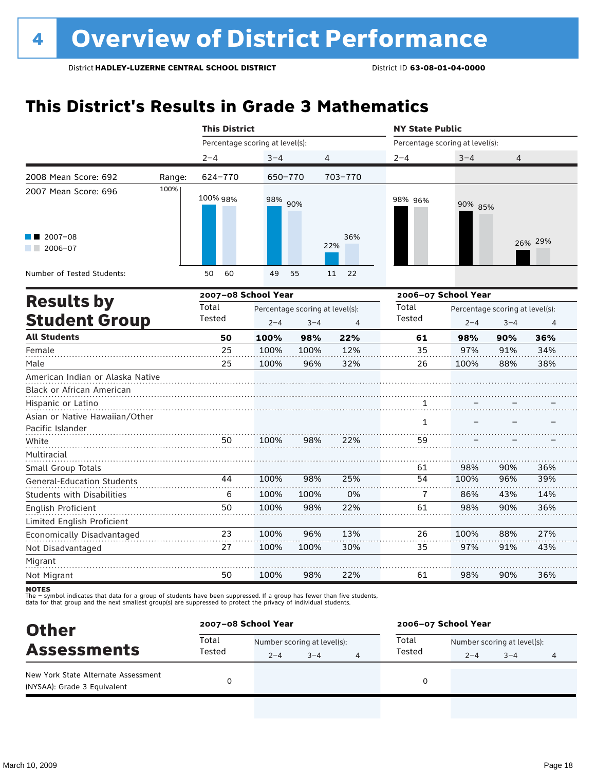# 4 Overview of District Performance

District **HADLEY-LUZERNE CENTRAL SCHOOL DISTRICT** District ID **63-08-01-04-0000**

## This District's Results in Grade 3 Mathematics

**This District**

Percentage scoring at level(s):

2–4 3–4 4

**NY State Public**

Percentage scoring at level(s):

2–4 3–4 4

2008 Mean Score: 692 Range: 624–770 650–770 703–770

2007 Mean Score: 696

100%

2007–08

2006–07

100% 98% 98% 90% 22% 36%

98% 96% 90% 85% 26% 29%

Number of Tested Students: 50 60 49 55 11 22

## Results by Student Group

| | 2007–08 School Year | | | | 2006–07 School Year | | | |
|---|---|---|---|---|---|---|---|---|
| | Total Tested | Percentage scoring at level(s): 2–4 | 3–4 | 4 | Total Tested | Percentage scoring at level(s): 2–4 | 3–4 | 4 |
| **All Students** | **50** | **100%** | **98%** | **22%** | **61** | **98%** | **90%** | **36%** |
| Female | 25 | 100% | 100% | 12% | 35 | 97% | 91% | 34% |
| Male | 25 | 100% | 96% | 32% | 26 | 100% | 88% | 38% |
| American Indian or Alaska Native | | | | | | | | |
| Black or African American | | | | | | | | |
| Hispanic or Latino | | | | | 1 | – | – | – |
| Asian or Native Hawaiian/Other Pacific Islander | | | | | 1 | – | – | – |
| White | 50 | 100% | 98% | 22% | 59 | – | – | – |
| Multiracial | | | | | | | | |
| Small Group Totals | | | | | 61 | 98% | 90% | 36% |
| General-Education Students | 44 | 100% | 98% | 25% | 54 | 100% | 96% | 39% |
| Students with Disabilities | 6 | 100% | 100% | 0% | 7 | 86% | 43% | 14% |
| English Proficient | 50 | 100% | 98% | 22% | 61 | 98% | 90% | 36% |
| Limited English Proficient | | | | | | | | |
| Economically Disadvantaged | 23 | 100% | 96% | 13% | 26 | 100% | 88% | 27% |
| Not Disadvantaged | 27 | 100% | 100% | 30% | 35 | 97% | 91% | 43% |
| Migrant | | | | | | | | |
| Not Migrant | 50 | 100% | 98% | 22% | 61 | 98% | 90% | 36% |

**NOTES**

The – symbol indicates that data for a group of students have been suppressed. If a group has fewer than five students, data for that group and the next smallest group(s) are suppressed to protect the privacy of individual students.

## Other Assessments

| | 2007–08 School Year | | | | 2006–07 School Year | | | |
|---|---|---|---|---|---|---|---|---|
| | Total Tested | Number scoring at level(s): 2–4 | 3–4 | 4 | Total Tested | Number scoring at level(s): 2–4 | 3–4 | 4 |
| New York State Alternate Assessment (NYSAA): Grade 3 Equivalent | 0 | | | | 0 | | | |

March 10, 2009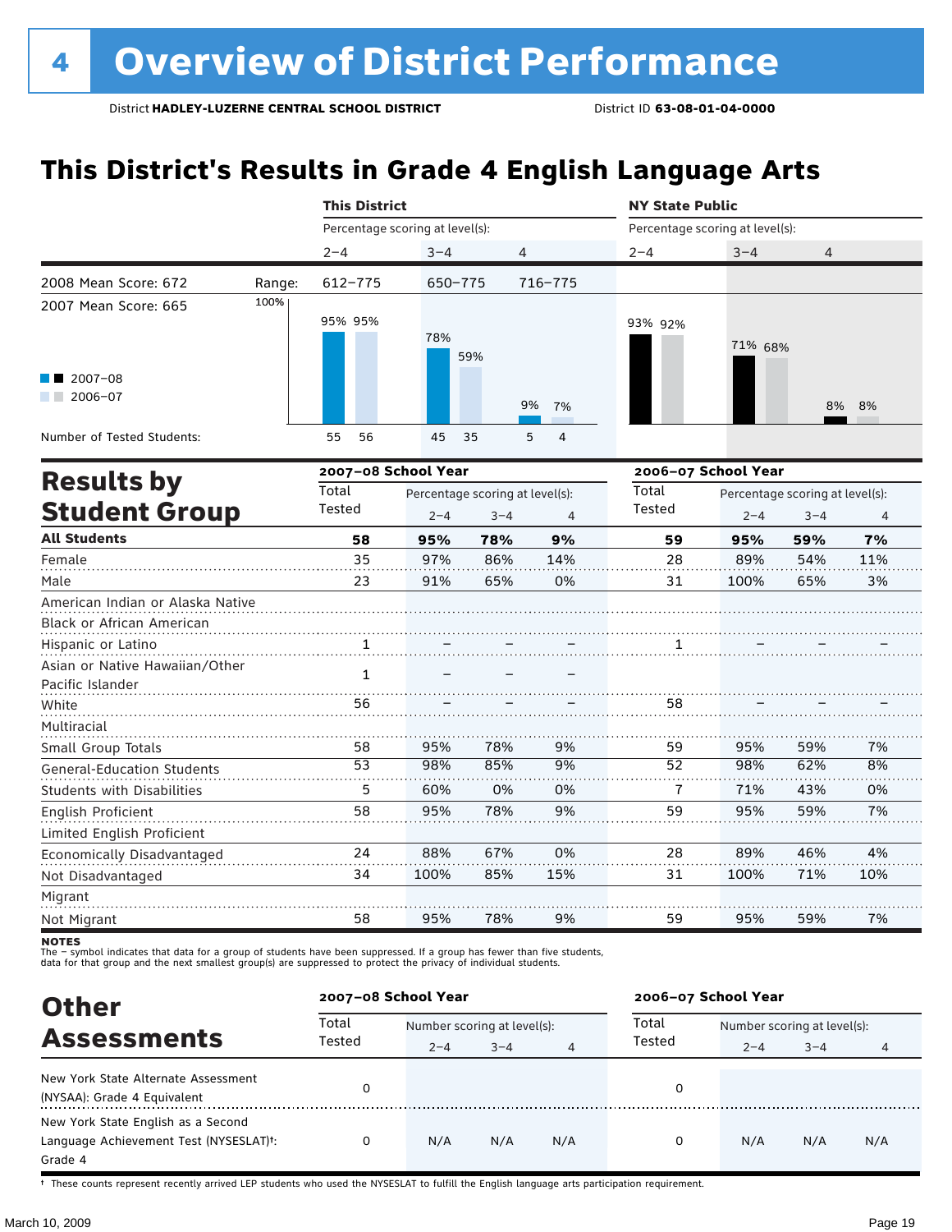# 4 Overview of District Performance

District **HADLEY-LUZERNE CENTRAL SCHOOL DISTRICT** District ID **63-08-01-04-0000**

## This District's Results in Grade 4 English Language Arts

This District
Percentage scoring at level(s):
2–4 3–4 4

NY State Public
Percentage scoring at level(s):
2–4 3–4 4

2008 Mean Score: 672 Range: 612–775 650–775 716–775

2007 Mean Score: 665

100%

2007–08
2006–07

95% 95% 78% 59% 9% 7%

93% 92% 71% 68% 8% 8%

Number of Tested Students: 55 56 45 35 5 4

## Results by Student Group

| | 2007–08 School Year | | | | 2006–07 School Year | | | |
|---|---|---|---|---|---|---|---|---|
| | Total Tested | Percentage scoring at level(s): | | | Total Tested | Percentage scoring at level(s): | | |
| | | 2–4 | 3–4 | 4 | | 2–4 | 3–4 | 4 |
| **All Students** | **58** | **95%** | **78%** | **9%** | **59** | **95%** | **59%** | **7%** |
| Female | 35 | 97% | 86% | 14% | 28 | 89% | 54% | 11% |
| Male | 23 | 91% | 65% | 0% | 31 | 100% | 65% | 3% |
| American Indian or Alaska Native | | | | | | | | |
| Black or African American | | | | | | | | |
| Hispanic or Latino | 1 | – | – | – | 1 | – | – | – |
| Asian or Native Hawaiian/Other Pacific Islander | 1 | – | – | – | | | | |
| White | 56 | – | – | – | 58 | – | – | – |
| Multiracial | | | | | | | | |
| Small Group Totals | 58 | 95% | 78% | 9% | 59 | 95% | 59% | 7% |
| General-Education Students | 53 | 98% | 85% | 9% | 52 | 98% | 62% | 8% |
| Students with Disabilities | 5 | 60% | 0% | 0% | 7 | 71% | 43% | 0% |
| English Proficient | 58 | 95% | 78% | 9% | 59 | 95% | 59% | 7% |
| Limited English Proficient | | | | | | | | |
| Economically Disadvantaged | 24 | 88% | 67% | 0% | 28 | 89% | 46% | 4% |
| Not Disadvantaged | 34 | 100% | 85% | 15% | 31 | 100% | 71% | 10% |
| Migrant | | | | | | | | |
| Not Migrant | 58 | 95% | 78% | 9% | 59 | 95% | 59% | 7% |

**NOTES**
The – symbol indicates that data for a group of students have been suppressed. If a group has fewer than five students, data for that group and the next smallest group(s) are suppressed to protect the privacy of individual students.

## Other Assessments

| | 2007–08 School Year | | | | 2006–07 School Year | | | |
|---|---|---|---|---|---|---|---|---|
| | Total Tested | Number scoring at level(s): | | | Total Tested | Number scoring at level(s): | | |
| | | 2–4 | 3–4 | 4 | | 2–4 | 3–4 | 4 |
| New York State Alternate Assessment (NYSAA): Grade 4 Equivalent | 0 | | | | 0 | | | |
| New York State English as a Second Language Achievement Test (NYSESLAT)†: Grade 4 | 0 | N/A | N/A | N/A | 0 | N/A | N/A | N/A |

† These counts represent recently arrived LEP students who used the NYSESLAT to fulfill the English language arts participation requirement.

March 10, 2009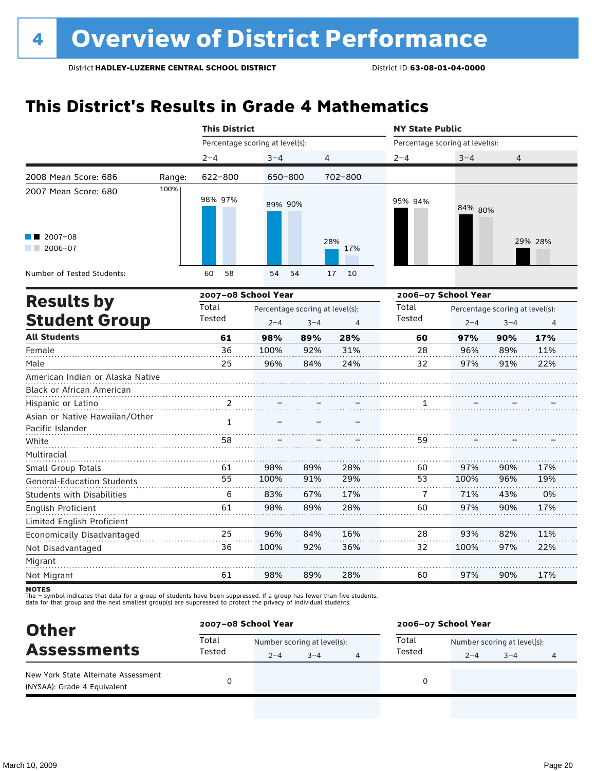# 4 Overview of District Performance

District **HADLEY-LUZERNE CENTRAL SCHOOL DISTRICT** District ID **63-08-01-04-0000**

## This District's Results in Grade 4 Mathematics

This District

Percentage scoring at level(s):

2–4 3–4 4

NY State Public

Percentage scoring at level(s):

2–4 3–4 4

2008 Mean Score: 686 Range: 622–800 650–800 702–800

2007 Mean Score: 680

100%

98% 97% 89% 90% 28% 17%

95% 94% 84% 80% 29% 28%

2007–08

2006–07

Number of Tested Students: 60 58 54 54 17 10

## Results by Student Group

| | 2007–08 School Year | | | | 2006–07 School Year | | | |
|---|---|---|---|---|---|---|---|---|
| | Total Tested | Percentage scoring at level(s): | | | Total Tested | Percentage scoring at level(s): | | |
| | | 2–4 | 3–4 | 4 | | 2–4 | 3–4 | 4 |
| **All Students** | **61** | **98%** | **89%** | **28%** | **60** | **97%** | **90%** | **17%** |
| Female | 36 | 100% | 92% | 31% | 28 | 96% | 89% | 11% |
| Male | 25 | 96% | 84% | 24% | 32 | 97% | 91% | 22% |
| American Indian or Alaska Native | | | | | | | | |
| Black or African American | | | | | | | | |
| Hispanic or Latino | 2 | – | – | – | 1 | – | – | – |
| Asian or Native Hawaiian/Other Pacific Islander | 1 | – | – | – | | | | |
| White | 58 | – | – | – | 59 | – | – | – |
| Multiracial | | | | | | | | |
| Small Group Totals | 61 | 98% | 89% | 28% | 60 | 97% | 90% | 17% |
| General-Education Students | 55 | 100% | 91% | 29% | 53 | 100% | 96% | 19% |
| Students with Disabilities | 6 | 83% | 67% | 17% | 7 | 71% | 43% | 0% |
| English Proficient | 61 | 98% | 89% | 28% | 60 | 97% | 90% | 17% |
| Limited English Proficient | | | | | | | | |
| Economically Disadvantaged | 25 | 96% | 84% | 16% | 28 | 93% | 82% | 11% |
| Not Disadvantaged | 36 | 100% | 92% | 36% | 32 | 100% | 97% | 22% |
| Migrant | | | | | | | | |
| Not Migrant | 61 | 98% | 89% | 28% | 60 | 97% | 90% | 17% |

**NOTES**
The – symbol indicates that data for a group of students have been suppressed. If a group has fewer than five students, data for that group and the next smallest group(s) are suppressed to protect the privacy of individual students.

## Other Assessments

| | 2007–08 School Year | | | | 2006–07 School Year | | | |
|---|---|---|---|---|---|---|---|---|
| | Total Tested | Number scoring at level(s): | | | Total Tested | Number scoring at level(s): | | |
| | | 2–4 | 3–4 | 4 | | 2–4 | 3–4 | 4 |
| New York State Alternate Assessment (NYSAA): Grade 4 Equivalent | 0 | | | | 0 | | | |

March 10, 2009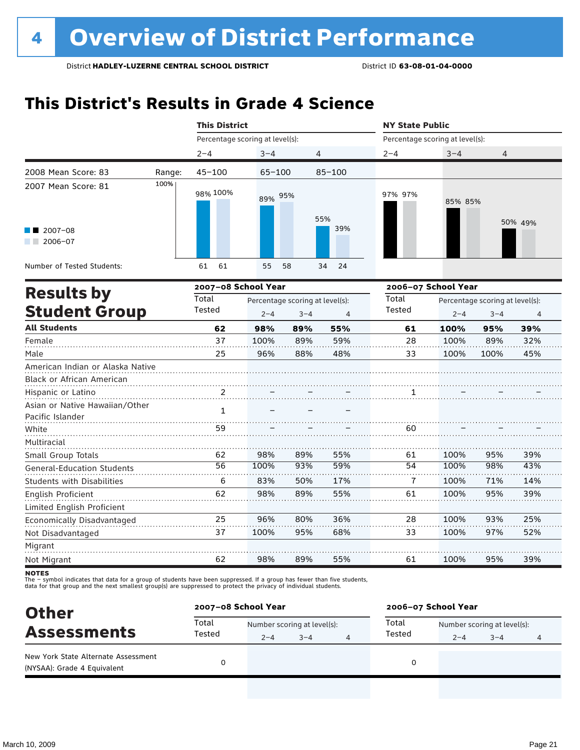# 4 Overview of District Performance

District **HADLEY-LUZERNE CENTRAL SCHOOL DISTRICT** District ID **63-08-01-04-0000**

## This District's Results in Grade 4 Science

This District

Percentage scoring at level(s):

2–4 3–4 4

NY State Public

Percentage scoring at level(s):

2–4 3–4 4

2008 Mean Score: 83 Range: 45–100 65–100 85–100

2007 Mean Score: 81

100%

98% 100% 89% 95% 55% 39%

97% 97% 85% 85% 50% 49%

2007–08
2006–07

Number of Tested Students: 61 61 55 58 34 24

## Results by Student Group

| | 2007–08 School Year | | | | 2006–07 School Year | | | |
|---|---|---|---|---|---|---|---|---|
| | Total Tested | Percentage scoring at level(s): 2–4 | 3–4 | 4 | Total Tested | Percentage scoring at level(s): 2–4 | 3–4 | 4 |
| **All Students** | **62** | **98%** | **89%** | **55%** | **61** | **100%** | **95%** | **39%** |
| Female | 37 | 100% | 89% | 59% | 28 | 100% | 89% | 32% |
| Male | 25 | 96% | 88% | 48% | 33 | 100% | 100% | 45% |
| American Indian or Alaska Native | | | | | | | | |
| Black or African American | | | | | | | | |
| Hispanic or Latino | 2 | – | – | – | 1 | – | – | – |
| Asian or Native Hawaiian/Other Pacific Islander | 1 | – | – | – | | | | |
| White | 59 | – | – | – | 60 | – | – | – |
| Multiracial | | | | | | | | |
| Small Group Totals | 62 | 98% | 89% | 55% | 61 | 100% | 95% | 39% |
| General-Education Students | 56 | 100% | 93% | 59% | 54 | 100% | 98% | 43% |
| Students with Disabilities | 6 | 83% | 50% | 17% | 7 | 100% | 71% | 14% |
| English Proficient | 62 | 98% | 89% | 55% | 61 | 100% | 95% | 39% |
| Limited English Proficient | | | | | | | | |
| Economically Disadvantaged | 25 | 96% | 80% | 36% | 28 | 100% | 93% | 25% |
| Not Disadvantaged | 37 | 100% | 95% | 68% | 33 | 100% | 97% | 52% |
| Migrant | | | | | | | | |
| Not Migrant | 62 | 98% | 89% | 55% | 61 | 100% | 95% | 39% |

**NOTES**
The – symbol indicates that data for a group of students have been suppressed. If a group has fewer than five students, data for that group and the next smallest group(s) are suppressed to protect the privacy of individual students.

## Other Assessments

| | 2007–08 School Year | | | | 2006–07 School Year | | | |
|---|---|---|---|---|---|---|---|---|
| | Total Tested | Number scoring at level(s): 2–4 | 3–4 | 4 | Total Tested | Number scoring at level(s): 2–4 | 3–4 | 4 |
| New York State Alternate Assessment (NYSAA): Grade 4 Equivalent | 0 | | | | 0 | | | |

March 10, 2009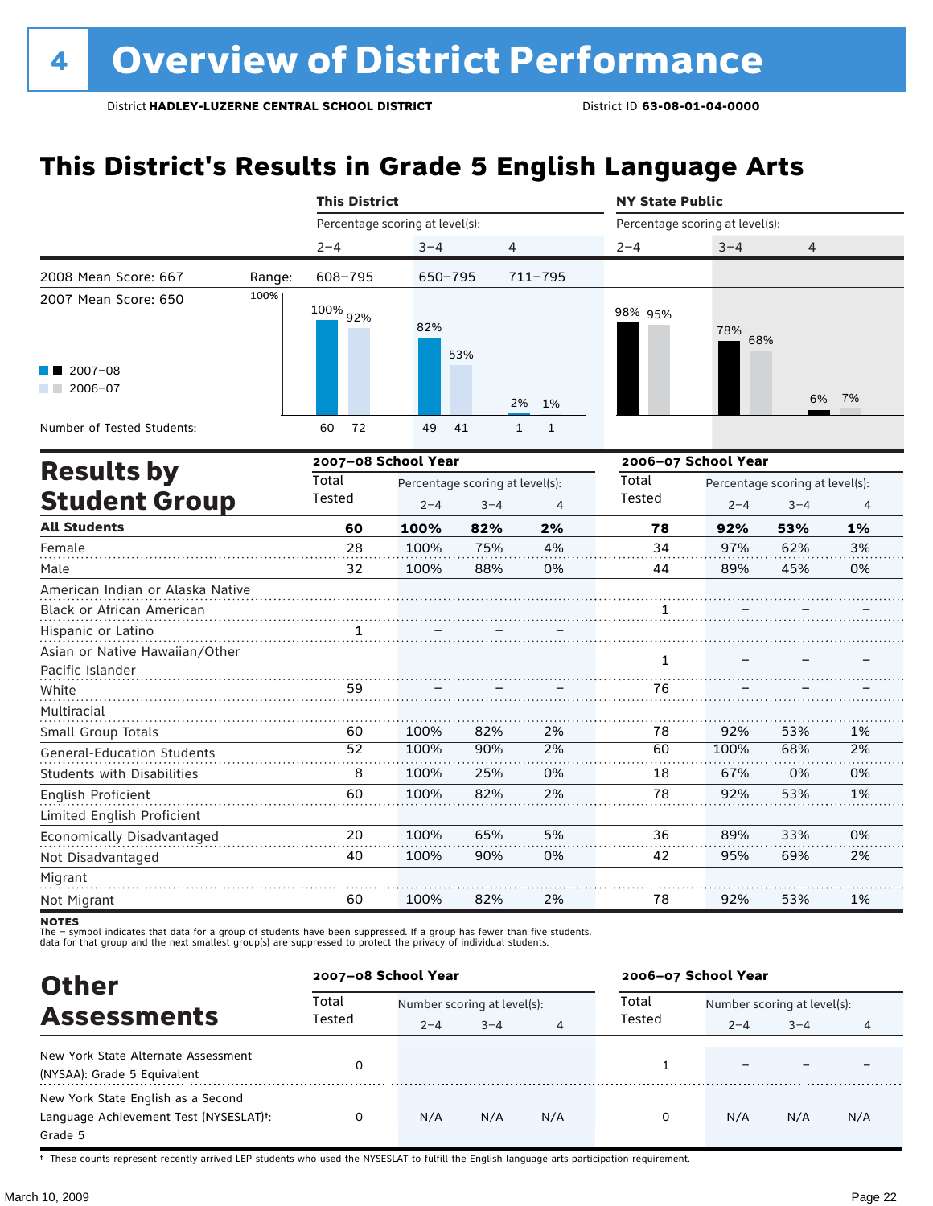# 4 Overview of District Performance

District **HADLEY-LUZERNE CENTRAL SCHOOL DISTRICT** District ID **63-08-01-04-0000**

## This District's Results in Grade 5 English Language Arts

This District — Percentage scoring at level(s): 2–4, 3–4, 4

NY State Public — Percentage scoring at level(s): 2–4, 3–4, 4

2008 Mean Score: 667 Range: 608–795 650–795 711–795

2007 Mean Score: 650

100%

2007–08
2006–07

100% 92% 82% 53% 2% 1%

98% 95% 78% 68% 6% 7%

Number of Tested Students: 60 72 49 41 1 1

## Results by Student Group

| | 2007–08 School Year | | | | 2006–07 School Year | | | |
|---|---|---|---|---|---|---|---|---|
| | Total Tested | Percentage scoring at level(s): 2–4 | 3–4 | 4 | Total Tested | Percentage scoring at level(s): 2–4 | 3–4 | 4 |
| **All Students** | **60** | **100%** | **82%** | **2%** | **78** | **92%** | **53%** | **1%** |
| Female | 28 | 100% | 75% | 4% | 34 | 97% | 62% | 3% |
| Male | 32 | 100% | 88% | 0% | 44 | 89% | 45% | 0% |
| American Indian or Alaska Native | | | | | | | | |
| Black or African American | | | | | 1 | – | – | – |
| Hispanic or Latino | 1 | – | – | – | | | | |
| Asian or Native Hawaiian/Other Pacific Islander | | | | | 1 | – | – | – |
| White | 59 | – | – | – | 76 | – | – | – |
| Multiracial | | | | | | | | |
| Small Group Totals | 60 | 100% | 82% | 2% | 78 | 92% | 53% | 1% |
| General-Education Students | 52 | 100% | 90% | 2% | 60 | 100% | 68% | 2% |
| Students with Disabilities | 8 | 100% | 25% | 0% | 18 | 67% | 0% | 0% |
| English Proficient | 60 | 100% | 82% | 2% | 78 | 92% | 53% | 1% |
| Limited English Proficient | | | | | | | | |
| Economically Disadvantaged | 20 | 100% | 65% | 5% | 36 | 89% | 33% | 0% |
| Not Disadvantaged | 40 | 100% | 90% | 0% | 42 | 95% | 69% | 2% |
| Migrant | | | | | | | | |
| Not Migrant | 60 | 100% | 82% | 2% | 78 | 92% | 53% | 1% |

**NOTES**
The – symbol indicates that data for a group of students have been suppressed. If a group has fewer than five students, data for that group and the next smallest group(s) are suppressed to protect the privacy of individual students.

## Other Assessments

| | 2007–08 School Year | | | | 2006–07 School Year | | | |
|---|---|---|---|---|---|---|---|---|
| | Total Tested | Number scoring at level(s): 2–4 | 3–4 | 4 | Total Tested | Number scoring at level(s): 2–4 | 3–4 | 4 |
| New York State Alternate Assessment (NYSAA): Grade 5 Equivalent | 0 | | | | 1 | – | – | – |
| New York State English as a Second Language Achievement Test (NYSESLAT)†: Grade 5 | 0 | N/A | N/A | N/A | 0 | N/A | N/A | N/A |

† These counts represent recently arrived LEP students who used the NYSESLAT to fulfill the English language arts participation requirement.

March 10, 2009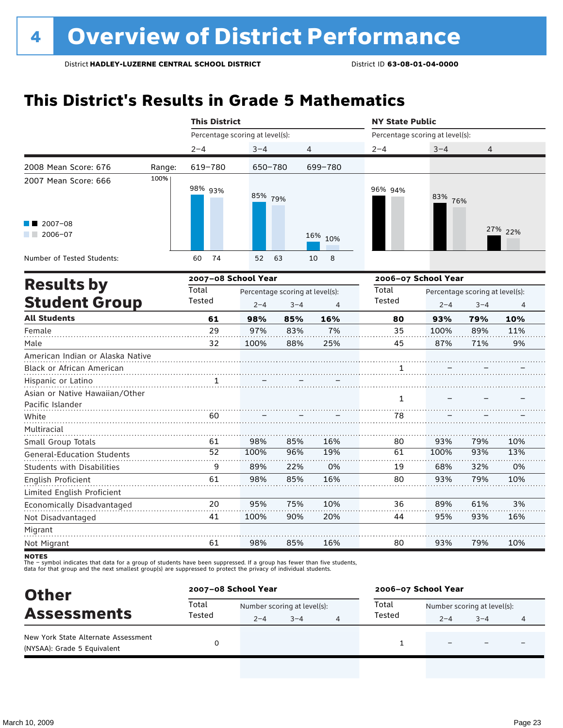# 4 Overview of District Performance

District **HADLEY-LUZERNE CENTRAL SCHOOL DISTRICT** District ID **63-08-01-04-0000**

## This District's Results in Grade 5 Mathematics

**This District**

Percentage scoring at level(s):

2–4 3–4 4

**NY State Public**

Percentage scoring at level(s):

2–4 3–4 4

2008 Mean Score: 676 Range: 619–780 650–780 699–780

2007 Mean Score: 666

100%

2007–08
2006–07

98% 93% 85% 79% 16% 10%

96% 94% 83% 76% 27% 22%

Number of Tested Students: 60 74 52 63 10 8

## Results by Student Group

| | 2007–08 School Year | | | | 2006–07 School Year | | | |
|---|---|---|---|---|---|---|---|---|
| | Total Tested | Percentage scoring at level(s): 2–4 | 3–4 | 4 | Total Tested | Percentage scoring at level(s): 2–4 | 3–4 | 4 |
| **All Students** | **61** | **98%** | **85%** | **16%** | **80** | **93%** | **79%** | **10%** |
| Female | 29 | 97% | 83% | 7% | 35 | 100% | 89% | 11% |
| Male | 32 | 100% | 88% | 25% | 45 | 87% | 71% | 9% |
| American Indian or Alaska Native | | | | | | | | |
| Black or African American | | | | | 1 | – | – | – |
| Hispanic or Latino | 1 | – | – | – | | | | |
| Asian or Native Hawaiian/Other Pacific Islander | | | | | 1 | – | – | – |
| White | 60 | – | – | – | 78 | – | – | – |
| Multiracial | | | | | | | | |
| Small Group Totals | 61 | 98% | 85% | 16% | 80 | 93% | 79% | 10% |
| General-Education Students | 52 | 100% | 96% | 19% | 61 | 100% | 93% | 13% |
| Students with Disabilities | 9 | 89% | 22% | 0% | 19 | 68% | 32% | 0% |
| English Proficient | 61 | 98% | 85% | 16% | 80 | 93% | 79% | 10% |
| Limited English Proficient | | | | | | | | |
| Economically Disadvantaged | 20 | 95% | 75% | 10% | 36 | 89% | 61% | 3% |
| Not Disadvantaged | 41 | 100% | 90% | 20% | 44 | 95% | 93% | 16% |
| Migrant | | | | | | | | |
| Not Migrant | 61 | 98% | 85% | 16% | 80 | 93% | 79% | 10% |

**NOTES**
The – symbol indicates that data for a group of students have been suppressed. If a group has fewer than five students, data for that group and the next smallest group(s) are suppressed to protect the privacy of individual students.

## Other Assessments

| | 2007–08 School Year | | | | 2006–07 School Year | | | |
|---|---|---|---|---|---|---|---|---|
| | Total Tested | Number scoring at level(s): 2–4 | 3–4 | 4 | Total Tested | Number scoring at level(s): 2–4 | 3–4 | 4 |
| New York State Alternate Assessment (NYSAA): Grade 5 Equivalent | 0 | | | | 1 | – | – | – |

March 10, 2009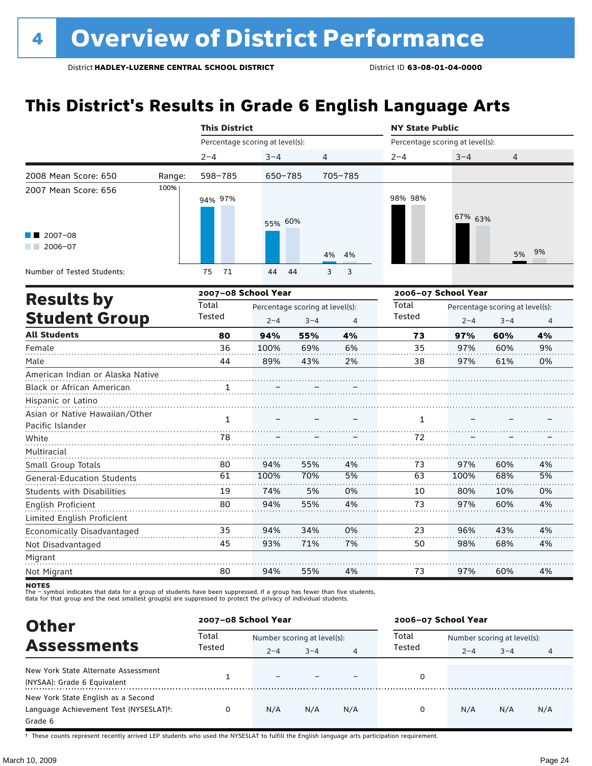# 4 Overview of District Performance

District **HADLEY-LUZERNE CENTRAL SCHOOL DISTRICT** District ID **63-08-01-04-0000**

## This District's Results in Grade 6 English Language Arts

This District

Percentage scoring at level(s):

2–4 3–4 4

NY State Public

Percentage scoring at level(s):

2–4 3–4 4

2008 Mean Score: 650 Range: 598–785 650–785 705–785

2007 Mean Score: 656

100%

2007–08

2006–07

94% 97% 55% 60% 4% 4%

98% 98% 67% 63% 5% 9%

Number of Tested Students: 75 71 44 44 3 3

## Results by Student Group

| | 2007–08 School Year | | | | 2006–07 School Year | | | |
|---|---|---|---|---|---|---|---|---|
| | Total Tested | Percentage scoring at level(s): 2–4 | 3–4 | 4 | Total Tested | Percentage scoring at level(s): 2–4 | 3–4 | 4 |
| **All Students** | **80** | **94%** | **55%** | **4%** | **73** | **97%** | **60%** | **4%** |
| Female | 36 | 100% | 69% | 6% | 35 | 97% | 60% | 9% |
| Male | 44 | 89% | 43% | 2% | 38 | 97% | 61% | 0% |
| American Indian or Alaska Native | | | | | | | | |
| Black or African American | 1 | – | – | – | | | | |
| Hispanic or Latino | | | | | | | | |
| Asian or Native Hawaiian/Other Pacific Islander | 1 | – | – | – | 1 | – | – | – |
| White | 78 | – | – | – | 72 | – | – | – |
| Multiracial | | | | | | | | |
| Small Group Totals | 80 | 94% | 55% | 4% | 73 | 97% | 60% | 4% |
| General-Education Students | 61 | 100% | 70% | 5% | 63 | 100% | 68% | 5% |
| Students with Disabilities | 19 | 74% | 5% | 0% | 10 | 80% | 10% | 0% |
| English Proficient | 80 | 94% | 55% | 4% | 73 | 97% | 60% | 4% |
| Limited English Proficient | | | | | | | | |
| Economically Disadvantaged | 35 | 94% | 34% | 0% | 23 | 96% | 43% | 4% |
| Not Disadvantaged | 45 | 93% | 71% | 7% | 50 | 98% | 68% | 4% |
| Migrant | | | | | | | | |
| Not Migrant | 80 | 94% | 55% | 4% | 73 | 97% | 60% | 4% |

**NOTES**

The – symbol indicates that data for a group of students have been suppressed. If a group has fewer than five students, data for that group and the next smallest group(s) are suppressed to protect the privacy of individual students.

## Other Assessments

| | 2007–08 School Year | | | | 2006–07 School Year | | | |
|---|---|---|---|---|---|---|---|---|
| | Total Tested | Number scoring at level(s): 2–4 | 3–4 | 4 | Total Tested | Number scoring at level(s): 2–4 | 3–4 | 4 |
| New York State Alternate Assessment (NYSAA): Grade 6 Equivalent | 1 | – | – | – | 0 | | | |
| New York State English as a Second Language Achievement Test (NYSESLAT)†: Grade 6 | 0 | N/A | N/A | N/A | 0 | N/A | N/A | N/A |

† These counts represent recently arrived LEP students who used the NYSESLAT to fulfill the English language arts participation requirement.

March 10, 2009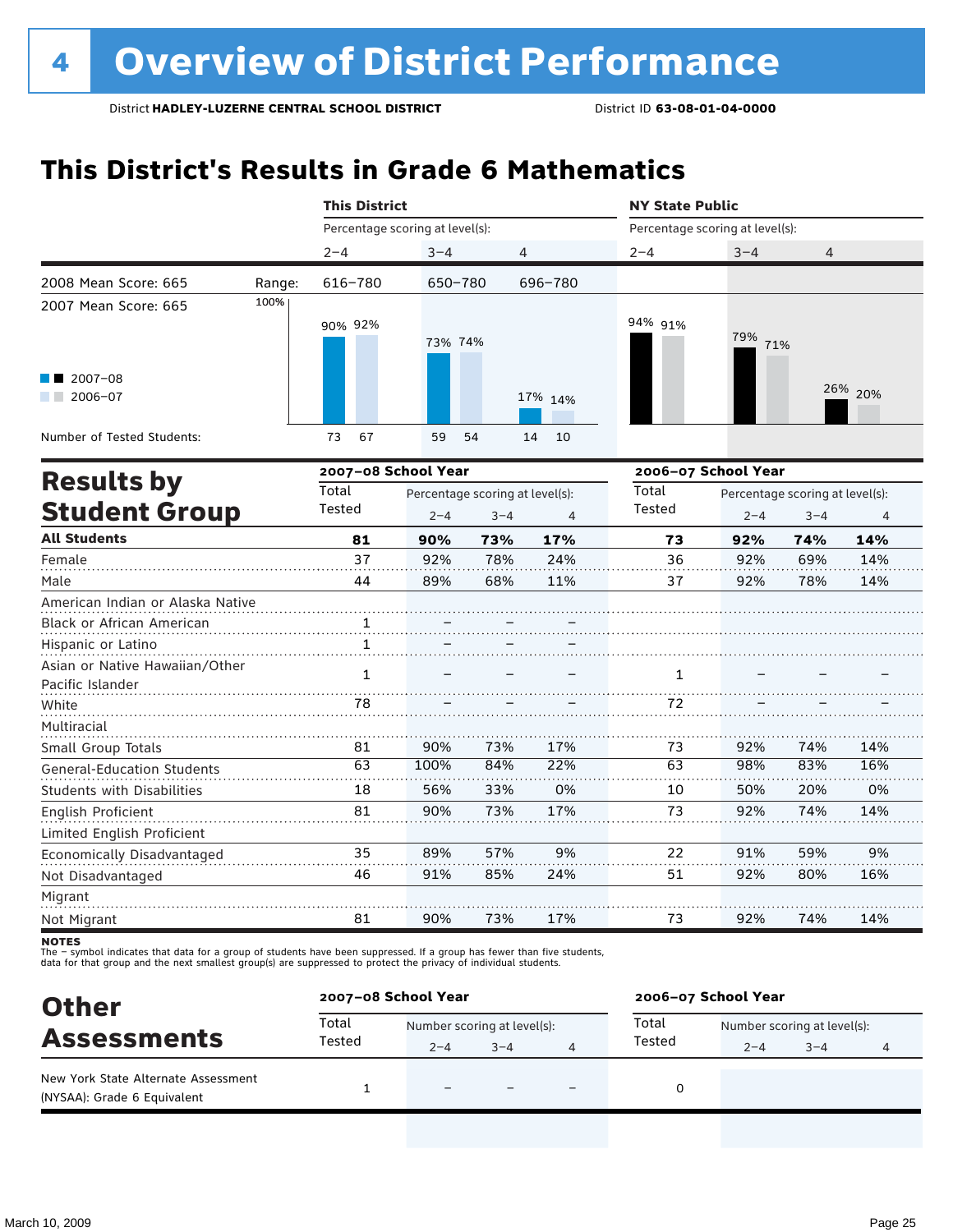# 4 Overview of District Performance

District **HADLEY-LUZERNE CENTRAL SCHOOL DISTRICT** District ID **63-08-01-04-0000**

## This District's Results in Grade 6 Mathematics

| | | This District | | | NY State Public | | |
|---|---|---|---|---|---|---|---|
| | | Percentage scoring at level(s): | | | Percentage scoring at level(s): | | |
| | | 2–4 | 3–4 | 4 | 2–4 | 3–4 | 4 |
| 2008 Mean Score: 665 | Range: | 616–780 | 650–780 | 696–780 | | | |

2007 Mean Score: 665

2007–08
2006–07

100%

This District: 90% 92% | 73% 74% | 17% 14%

NY State Public: 94% 91% | 79% 71% | 26% 20%

Number of Tested Students: 73 67 | 59 54 | 14 10

## Results by Student Group

| | 2007–08 School Year | | | | 2006–07 School Year | | | |
|---|---|---|---|---|---|---|---|---|
| | Total Tested | Percentage scoring at level(s): | | | Total Tested | Percentage scoring at level(s): | | |
| | | 2–4 | 3–4 | 4 | | 2–4 | 3–4 | 4 |
| **All Students** | **81** | **90%** | **73%** | **17%** | **73** | **92%** | **74%** | **14%** |
| Female | 37 | 92% | 78% | 24% | 36 | 92% | 69% | 14% |
| Male | 44 | 89% | 68% | 11% | 37 | 92% | 78% | 14% |
| American Indian or Alaska Native | | | | | | | | |
| Black or African American | 1 | – | – | – | | | | |
| Hispanic or Latino | 1 | – | – | – | | | | |
| Asian or Native Hawaiian/Other Pacific Islander | 1 | – | – | – | 1 | – | – | – |
| White | 78 | – | – | – | 72 | – | – | – |
| Multiracial | | | | | | | | |
| Small Group Totals | 81 | 90% | 73% | 17% | 73 | 92% | 74% | 14% |
| General-Education Students | 63 | 100% | 84% | 22% | 63 | 98% | 83% | 16% |
| Students with Disabilities | 18 | 56% | 33% | 0% | 10 | 50% | 20% | 0% |
| English Proficient | 81 | 90% | 73% | 17% | 73 | 92% | 74% | 14% |
| Limited English Proficient | | | | | | | | |
| Economically Disadvantaged | 35 | 89% | 57% | 9% | 22 | 91% | 59% | 9% |
| Not Disadvantaged | 46 | 91% | 85% | 24% | 51 | 92% | 80% | 16% |
| Migrant | | | | | | | | |
| Not Migrant | 81 | 90% | 73% | 17% | 73 | 92% | 74% | 14% |

**NOTES**
The – symbol indicates that data for a group of students have been suppressed. If a group has fewer than five students, data for that group and the next smallest group(s) are suppressed to protect the privacy of individual students.

## Other Assessments

| | 2007–08 School Year | | | | 2006–07 School Year | | | |
|---|---|---|---|---|---|---|---|---|
| | Total Tested | Number scoring at level(s): | | | Total Tested | Number scoring at level(s): | | |
| | | 2–4 | 3–4 | 4 | | 2–4 | 3–4 | 4 |
| New York State Alternate Assessment (NYSAA): Grade 6 Equivalent | 1 | – | – | – | 0 | | | |

March 10, 2009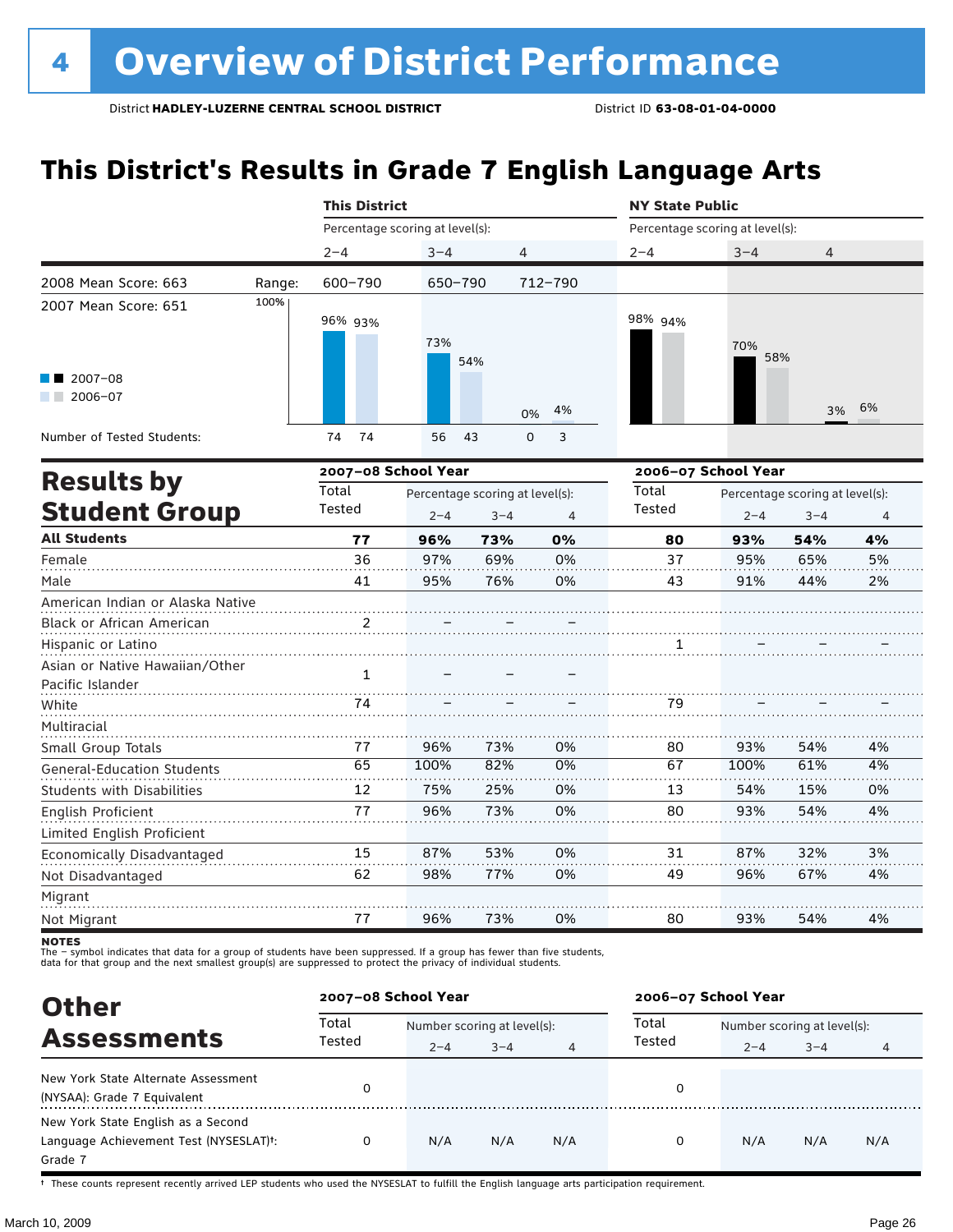# 4 Overview of District Performance

District **HADLEY-LUZERNE CENTRAL SCHOOL DISTRICT** District ID **63-08-01-04-0000**

## This District's Results in Grade 7 English Language Arts

This District — Percentage scoring at level(s): 2–4, 3–4, 4

NY State Public — Percentage scoring at level(s): 2–4, 3–4, 4

2008 Mean Score: 663 Range: 600–790, 650–790, 712–790

2007 Mean Score: 651

2007–08
2006–07

100%

96% 93%
73% 54%
0% 4%

98% 94%
70% 58%
3% 6%

Number of Tested Students: 74 74 56 43 0 3

## Results by Student Group

| | 2007–08 School Year | | | | 2006–07 School Year | | | |
|---|---|---|---|---|---|---|---|---|
| | Total Tested | Percentage scoring at level(s): | | | Total Tested | Percentage scoring at level(s): | | |
| | | 2–4 | 3–4 | 4 | | 2–4 | 3–4 | 4 |
| **All Students** | **77** | **96%** | **73%** | **0%** | **80** | **93%** | **54%** | **4%** |
| Female | 36 | 97% | 69% | 0% | 37 | 95% | 65% | 5% |
| Male | 41 | 95% | 76% | 0% | 43 | 91% | 44% | 2% |
| American Indian or Alaska Native | | | | | | | | |
| Black or African American | 2 | – | – | – | | | | |
| Hispanic or Latino | | | | | 1 | – | – | – |
| Asian or Native Hawaiian/Other Pacific Islander | 1 | – | – | – | | | | |
| White | 74 | – | – | – | 79 | – | – | – |
| Multiracial | | | | | | | | |
| Small Group Totals | 77 | 96% | 73% | 0% | 80 | 93% | 54% | 4% |
| General-Education Students | 65 | 100% | 82% | 0% | 67 | 100% | 61% | 4% |
| Students with Disabilities | 12 | 75% | 25% | 0% | 13 | 54% | 15% | 0% |
| English Proficient | 77 | 96% | 73% | 0% | 80 | 93% | 54% | 4% |
| Limited English Proficient | | | | | | | | |
| Economically Disadvantaged | 15 | 87% | 53% | 0% | 31 | 87% | 32% | 3% |
| Not Disadvantaged | 62 | 98% | 77% | 0% | 49 | 96% | 67% | 4% |
| Migrant | | | | | | | | |
| Not Migrant | 77 | 96% | 73% | 0% | 80 | 93% | 54% | 4% |

**NOTES**
The – symbol indicates that data for a group of students have been suppressed. If a group has fewer than five students, data for that group and the next smallest group(s) are suppressed to protect the privacy of individual students.

## Other Assessments

| | 2007–08 School Year | | | | 2006–07 School Year | | | |
|---|---|---|---|---|---|---|---|---|
| | Total Tested | Number scoring at level(s): | | | Total Tested | Number scoring at level(s): | | |
| | | 2–4 | 3–4 | 4 | | 2–4 | 3–4 | 4 |
| New York State Alternate Assessment (NYSAA): Grade 7 Equivalent | 0 | | | | 0 | | | |
| New York State English as a Second Language Achievement Test (NYSESLAT)†: Grade 7 | 0 | N/A | N/A | N/A | 0 | N/A | N/A | N/A |

† These counts represent recently arrived LEP students who used the NYSESLAT to fulfill the English language arts participation requirement.

March 10, 2009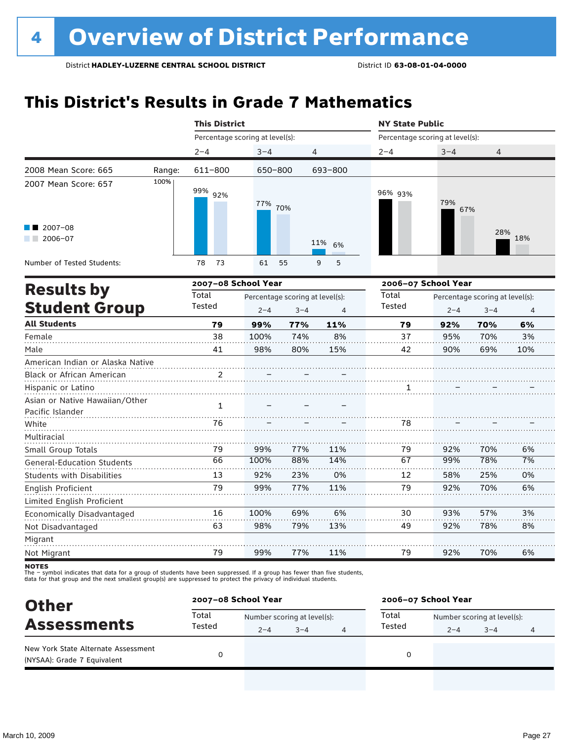# 4 Overview of District Performance

District **HADLEY-LUZERNE CENTRAL SCHOOL DISTRICT** District ID **63-08-01-04-0000**

## This District's Results in Grade 7 Mathematics

**This District** — Percentage scoring at level(s):

**NY State Public** — Percentage scoring at level(s):

2–4 3–4 4 2–4 3–4 4

2008 Mean Score: 665 Range: 611–800 650–800 693–800

2007 Mean Score: 657

100%

99% 92% 77% 70% 11% 6%

96% 93% 79% 67% 28% 18%

2007–08

2006–07

Number of Tested Students: 78 73 61 55 9 5

## Results by Student Group

| | 2007–08 School Year | | | | 2006–07 School Year | | | |
|---|---|---|---|---|---|---|---|---|
| | Total Tested | Percentage scoring at level(s): | | | Total Tested | Percentage scoring at level(s): | | |
| | | 2–4 | 3–4 | 4 | | 2–4 | 3–4 | 4 |
| **All Students** | **79** | **99%** | **77%** | **11%** | **79** | **92%** | **70%** | **6%** |
| Female | 38 | 100% | 74% | 8% | 37 | 95% | 70% | 3% |
| Male | 41 | 98% | 80% | 15% | 42 | 90% | 69% | 10% |
| American Indian or Alaska Native | | | | | | | | |
| Black or African American | 2 | – | – | – | | | | |
| Hispanic or Latino | | | | | 1 | – | – | – |
| Asian or Native Hawaiian/Other Pacific Islander | 1 | – | – | – | | | | |
| White | 76 | – | – | – | 78 | – | – | – |
| Multiracial | | | | | | | | |
| Small Group Totals | 79 | 99% | 77% | 11% | 79 | 92% | 70% | 6% |
| General-Education Students | 66 | 100% | 88% | 14% | 67 | 99% | 78% | 7% |
| Students with Disabilities | 13 | 92% | 23% | 0% | 12 | 58% | 25% | 0% |
| English Proficient | 79 | 99% | 77% | 11% | 79 | 92% | 70% | 6% |
| Limited English Proficient | | | | | | | | |
| Economically Disadvantaged | 16 | 100% | 69% | 6% | 30 | 93% | 57% | 3% |
| Not Disadvantaged | 63 | 98% | 79% | 13% | 49 | 92% | 78% | 8% |
| Migrant | | | | | | | | |
| Not Migrant | 79 | 99% | 77% | 11% | 79 | 92% | 70% | 6% |

**NOTES**
The – symbol indicates that data for a group of students have been suppressed. If a group has fewer than five students, data for that group and the next smallest group(s) are suppressed to protect the privacy of individual students.

## Other Assessments

| | 2007–08 School Year | | | | 2006–07 School Year | | | |
|---|---|---|---|---|---|---|---|---|
| | Total Tested | Number scoring at level(s): | | | Total Tested | Number scoring at level(s): | | |
| | | 2–4 | 3–4 | 4 | | 2–4 | 3–4 | 4 |
| New York State Alternate Assessment (NYSAA): Grade 7 Equivalent | 0 | | | | 0 | | | |

March 10, 2009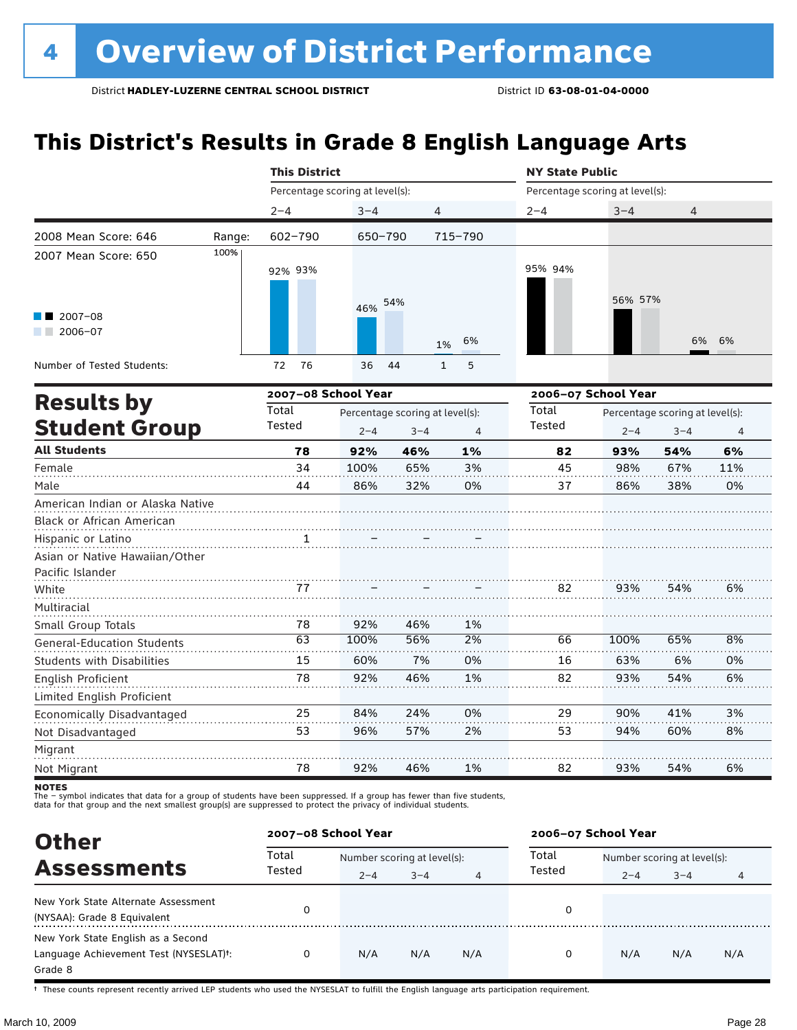# 4 Overview of District Performance

District **HADLEY-LUZERNE CENTRAL SCHOOL DISTRICT** District ID **63-08-01-04-0000**

## This District's Results in Grade 8 English Language Arts

This District

Percentage scoring at level(s):

2–4 3–4 4

NY State Public

Percentage scoring at level(s):

2–4 3–4 4

2008 Mean Score: 646 Range: 602–790 650–790 715–790

2007 Mean Score: 650

100%

92% 93% 46% 54% 1% 6%

95% 94% 56% 57% 6% 6%

2007–08

2006–07

Number of Tested Students: 72 76 36 44 1 5

## Results by Student Group

| | 2007–08 School Year | | | | 2006–07 School Year | | | |
|---|---|---|---|---|---|---|---|---|
| | Total Tested | Percentage scoring at level(s): | | | Total Tested | Percentage scoring at level(s): | | |
| | | 2–4 | 3–4 | 4 | | 2–4 | 3–4 | 4 |
| **All Students** | **78** | **92%** | **46%** | **1%** | **82** | **93%** | **54%** | **6%** |
| Female | 34 | 100% | 65% | 3% | 45 | 98% | 67% | 11% |
| Male | 44 | 86% | 32% | 0% | 37 | 86% | 38% | 0% |
| American Indian or Alaska Native | | | | | | | | |
| Black or African American | | | | | | | | |
| Hispanic or Latino | 1 | – | – | – | | | | |
| Asian or Native Hawaiian/Other Pacific Islander | | | | | | | | |
| White | 77 | – | – | – | 82 | 93% | 54% | 6% |
| Multiracial | | | | | | | | |
| Small Group Totals | 78 | 92% | 46% | 1% | | | | |
| General-Education Students | 63 | 100% | 56% | 2% | 66 | 100% | 65% | 8% |
| Students with Disabilities | 15 | 60% | 7% | 0% | 16 | 63% | 6% | 0% |
| English Proficient | 78 | 92% | 46% | 1% | 82 | 93% | 54% | 6% |
| Limited English Proficient | | | | | | | | |
| Economically Disadvantaged | 25 | 84% | 24% | 0% | 29 | 90% | 41% | 3% |
| Not Disadvantaged | 53 | 96% | 57% | 2% | 53 | 94% | 60% | 8% |
| Migrant | | | | | | | | |
| Not Migrant | 78 | 92% | 46% | 1% | 82 | 93% | 54% | 6% |

**NOTES**
The – symbol indicates that data for a group of students have been suppressed. If a group has fewer than five students, data for that group and the next smallest group(s) are suppressed to protect the privacy of individual students.

## Other Assessments

| | 2007–08 School Year | | | | 2006–07 School Year | | | |
|---|---|---|---|---|---|---|---|---|
| | Total Tested | Number scoring at level(s): | | | Total Tested | Number scoring at level(s): | | |
| | | 2–4 | 3–4 | 4 | | 2–4 | 3–4 | 4 |
| New York State Alternate Assessment (NYSAA): Grade 8 Equivalent | 0 | | | | 0 | | | |
| New York State English as a Second Language Achievement Test (NYSESLAT)†: Grade 8 | 0 | N/A | N/A | N/A | 0 | N/A | N/A | N/A |

† These counts represent recently arrived LEP students who used the NYSESLAT to fulfill the English language arts participation requirement.

March 10, 2009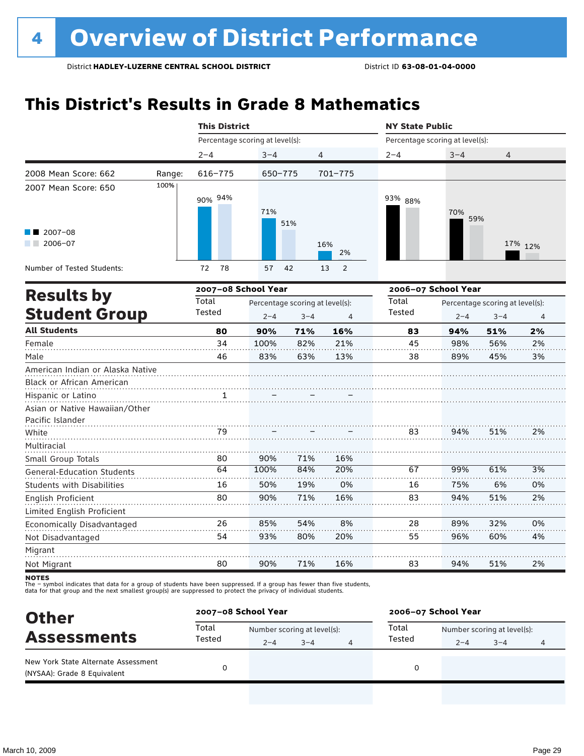# 4 Overview of District Performance

District **HADLEY-LUZERNE CENTRAL SCHOOL DISTRICT** District ID **63-08-01-04-0000**

## This District's Results in Grade 8 Mathematics

This District

Percentage scoring at level(s):

2–4 3–4 4

NY State Public

Percentage scoring at level(s):

2–4 3–4 4

2008 Mean Score: 662 Range: 616–775 650–775 701–775

2007 Mean Score: 650

100%

2007–08

2006–07

90% 94% 71% 51% 16% 2%

93% 88% 70% 59% 17% 12%

Number of Tested Students: 72 78 57 42 13 2

## Results by Student Group

| | 2007–08 School Year | | | | 2006–07 School Year | | | |
|---|---|---|---|---|---|---|---|---|
| | Total Tested | Percentage scoring at level(s): 2–4 | 3–4 | 4 | Total Tested | Percentage scoring at level(s): 2–4 | 3–4 | 4 |
| **All Students** | **80** | **90%** | **71%** | **16%** | **83** | **94%** | **51%** | **2%** |
| Female | 34 | 100% | 82% | 21% | 45 | 98% | 56% | 2% |
| Male | 46 | 83% | 63% | 13% | 38 | 89% | 45% | 3% |
| American Indian or Alaska Native | | | | | | | | |
| Black or African American | | | | | | | | |
| Hispanic or Latino | 1 | – | – | – | | | | |
| Asian or Native Hawaiian/Other Pacific Islander | | | | | | | | |
| White | 79 | – | – | – | 83 | 94% | 51% | 2% |
| Multiracial | | | | | | | | |
| Small Group Totals | 80 | 90% | 71% | 16% | | | | |
| General-Education Students | 64 | 100% | 84% | 20% | 67 | 99% | 61% | 3% |
| Students with Disabilities | 16 | 50% | 19% | 0% | 16 | 75% | 6% | 0% |
| English Proficient | 80 | 90% | 71% | 16% | 83 | 94% | 51% | 2% |
| Limited English Proficient | | | | | | | | |
| Economically Disadvantaged | 26 | 85% | 54% | 8% | 28 | 89% | 32% | 0% |
| Not Disadvantaged | 54 | 93% | 80% | 20% | 55 | 96% | 60% | 4% |
| Migrant | | | | | | | | |
| Not Migrant | 80 | 90% | 71% | 16% | 83 | 94% | 51% | 2% |

**NOTES**
The – symbol indicates that data for a group of students have been suppressed. If a group has fewer than five students, data for that group and the next smallest group(s) are suppressed to protect the privacy of individual students.

## Other Assessments

| | 2007–08 School Year | | | | 2006–07 School Year | | | |
|---|---|---|---|---|---|---|---|---|
| | Total Tested | Number scoring at level(s): 2–4 | 3–4 | 4 | Total Tested | Number scoring at level(s): 2–4 | 3–4 | 4 |
| New York State Alternate Assessment (NYSAA): Grade 8 Equivalent | 0 | | | | 0 | | | |

March 10, 2009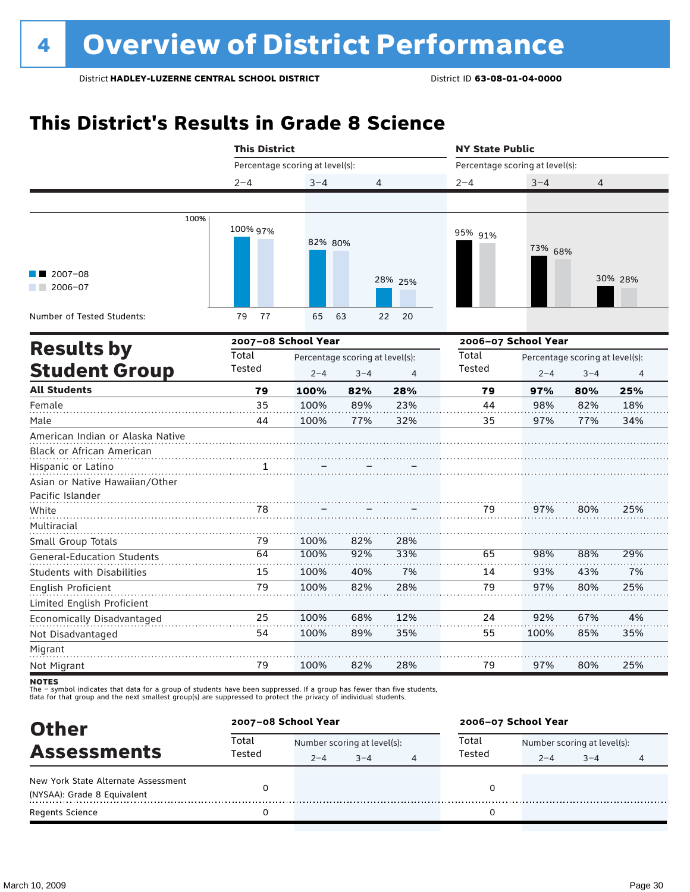# 4 Overview of District Performance

District **HADLEY-LUZERNE CENTRAL SCHOOL DISTRICT** District ID **63-08-01-04-0000**

## This District's Results in Grade 8 Science

**This District**
Percentage scoring at level(s):
2–4 3–4 4

**NY State Public**
Percentage scoring at level(s):
2–4 3–4 4

100%

2007–08
2006–07

This District: 2–4: 100% 97%; 3–4: 82% 80%; 4: 28% 25%

NY State Public: 2–4: 95% 91%; 3–4: 73% 68%; 4: 30% 28%

Number of Tested Students: 79 77 65 63 22 20

## Results by Student Group

| | 2007–08 School Year | | | | 2006–07 School Year | | | |
|---|---|---|---|---|---|---|---|---|
| | Total Tested | Percentage scoring at level(s): 2–4 | 3–4 | 4 | Total Tested | Percentage scoring at level(s): 2–4 | 3–4 | 4 |
| **All Students** | **79** | **100%** | **82%** | **28%** | **79** | **97%** | **80%** | **25%** |
| Female | 35 | 100% | 89% | 23% | 44 | 98% | 82% | 18% |
| Male | 44 | 100% | 77% | 32% | 35 | 97% | 77% | 34% |
| American Indian or Alaska Native | | | | | | | | |
| Black or African American | | | | | | | | |
| Hispanic or Latino | 1 | – | – | – | | | | |
| Asian or Native Hawaiian/Other Pacific Islander | | | | | | | | |
| White | 78 | – | – | – | 79 | 97% | 80% | 25% |
| Multiracial | | | | | | | | |
| Small Group Totals | 79 | 100% | 82% | 28% | | | | |
| General-Education Students | 64 | 100% | 92% | 33% | 65 | 98% | 88% | 29% |
| Students with Disabilities | 15 | 100% | 40% | 7% | 14 | 93% | 43% | 7% |
| English Proficient | 79 | 100% | 82% | 28% | 79 | 97% | 80% | 25% |
| Limited English Proficient | | | | | | | | |
| Economically Disadvantaged | 25 | 100% | 68% | 12% | 24 | 92% | 67% | 4% |
| Not Disadvantaged | 54 | 100% | 89% | 35% | 55 | 100% | 85% | 35% |
| Migrant | | | | | | | | |
| Not Migrant | 79 | 100% | 82% | 28% | 79 | 97% | 80% | 25% |

**NOTES**
The – symbol indicates that data for a group of students have been suppressed. If a group has fewer than five students, data for that group and the next smallest group(s) are suppressed to protect the privacy of individual students.

## Other Assessments

| | 2007–08 School Year | | | | 2006–07 School Year | | | |
|---|---|---|---|---|---|---|---|---|
| | Total Tested | Number scoring at level(s): 2–4 | 3–4 | 4 | Total Tested | Number scoring at level(s): 2–4 | 3–4 | 4 |
| New York State Alternate Assessment (NYSAA): Grade 8 Equivalent | 0 | | | | 0 | | | |
| Regents Science | 0 | | | | 0 | | | |

March 10, 2009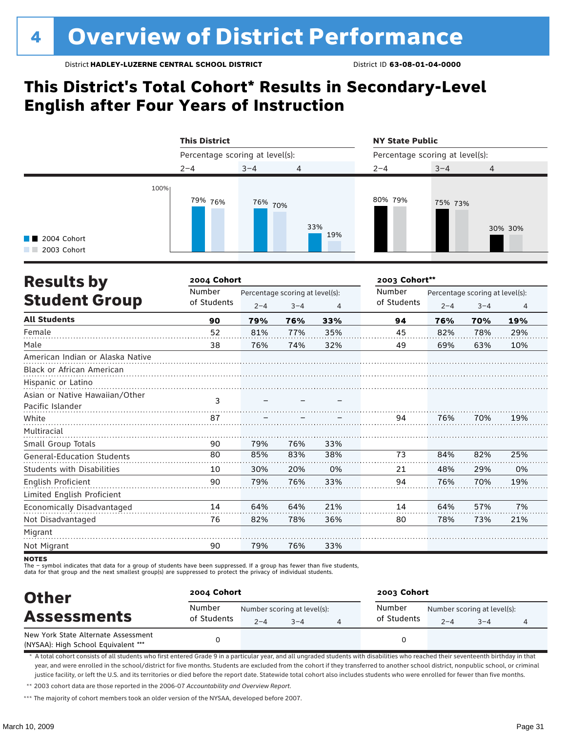# 4 Overview of District Performance

District **HADLEY-LUZERNE CENTRAL SCHOOL DISTRICT** District ID **63-08-01-04-0000**

## This District's Total Cohort* Results in Secondary-Level English after Four Years of Instruction

**This District**

Percentage scoring at level(s):

2–4 3–4 4

100%

79% 76% 76% 70% 33% 19%

**NY State Public**

Percentage scoring at level(s):

2–4 3–4 4

80% 79% 75% 73% 30% 30%

2004 Cohort

2003 Cohort

## Results by Student Group

| | 2004 Cohort | | | | 2003 Cohort** | | | |
|---|---|---|---|---|---|---|---|---|
| | Number of Students | Percentage scoring at level(s): 2–4 | 3–4 | 4 | Number of Students | Percentage scoring at level(s): 2–4 | 3–4 | 4 |
| **All Students** | **90** | **79%** | **76%** | **33%** | **94** | **76%** | **70%** | **19%** |
| Female | 52 | 81% | 77% | 35% | 45 | 82% | 78% | 29% |
| Male | 38 | 76% | 74% | 32% | 49 | 69% | 63% | 10% |
| American Indian or Alaska Native | | | | | | | | |
| Black or African American | | | | | | | | |
| Hispanic or Latino | | | | | | | | |
| Asian or Native Hawaiian/Other Pacific Islander | 3 | – | – | – | | | | |
| White | 87 | – | – | – | 94 | 76% | 70% | 19% |
| Multiracial | | | | | | | | |
| Small Group Totals | 90 | 79% | 76% | 33% | | | | |
| General-Education Students | 80 | 85% | 83% | 38% | 73 | 84% | 82% | 25% |
| Students with Disabilities | 10 | 30% | 20% | 0% | 21 | 48% | 29% | 0% |
| English Proficient | 90 | 79% | 76% | 33% | 94 | 76% | 70% | 19% |
| Limited English Proficient | | | | | | | | |
| Economically Disadvantaged | 14 | 64% | 64% | 21% | 14 | 64% | 57% | 7% |
| Not Disadvantaged | 76 | 82% | 78% | 36% | 80 | 78% | 73% | 21% |
| Migrant | | | | | | | | |
| Not Migrant | 90 | 79% | 76% | 33% | | | | |

**NOTES**
The – symbol indicates that data for a group of students have been suppressed. If a group has fewer than five students, data for that group and the next smallest group(s) are suppressed to protect the privacy of individual students.

## Other Assessments

| | 2004 Cohort | | | | 2003 Cohort | | | |
|---|---|---|---|---|---|---|---|---|
| | Number of Students | Number scoring at level(s): 2–4 | 3–4 | 4 | Number of Students | Number scoring at level(s): 2–4 | 3–4 | 4 |
| New York State Alternate Assessment (NYSAA): High School Equivalent *** | 0 | | | | 0 | | | |

\* A total cohort consists of all students who first entered Grade 9 in a particular year, and all ungraded students with disabilities who reached their seventeenth birthday in that year, and were enrolled in the school/district for five months. Students are excluded from the cohort if they transferred to another school district, nonpublic school, or criminal justice facility, or left the U.S. and its territories or died before the report date. Statewide total cohort also includes students who were enrolled for fewer than five months.

\** 2003 cohort data are those reported in the 2006-07 *Accountability and Overview Report*.

\*** The majority of cohort members took an older version of the NYSAA, developed before 2007.

March 10, 2009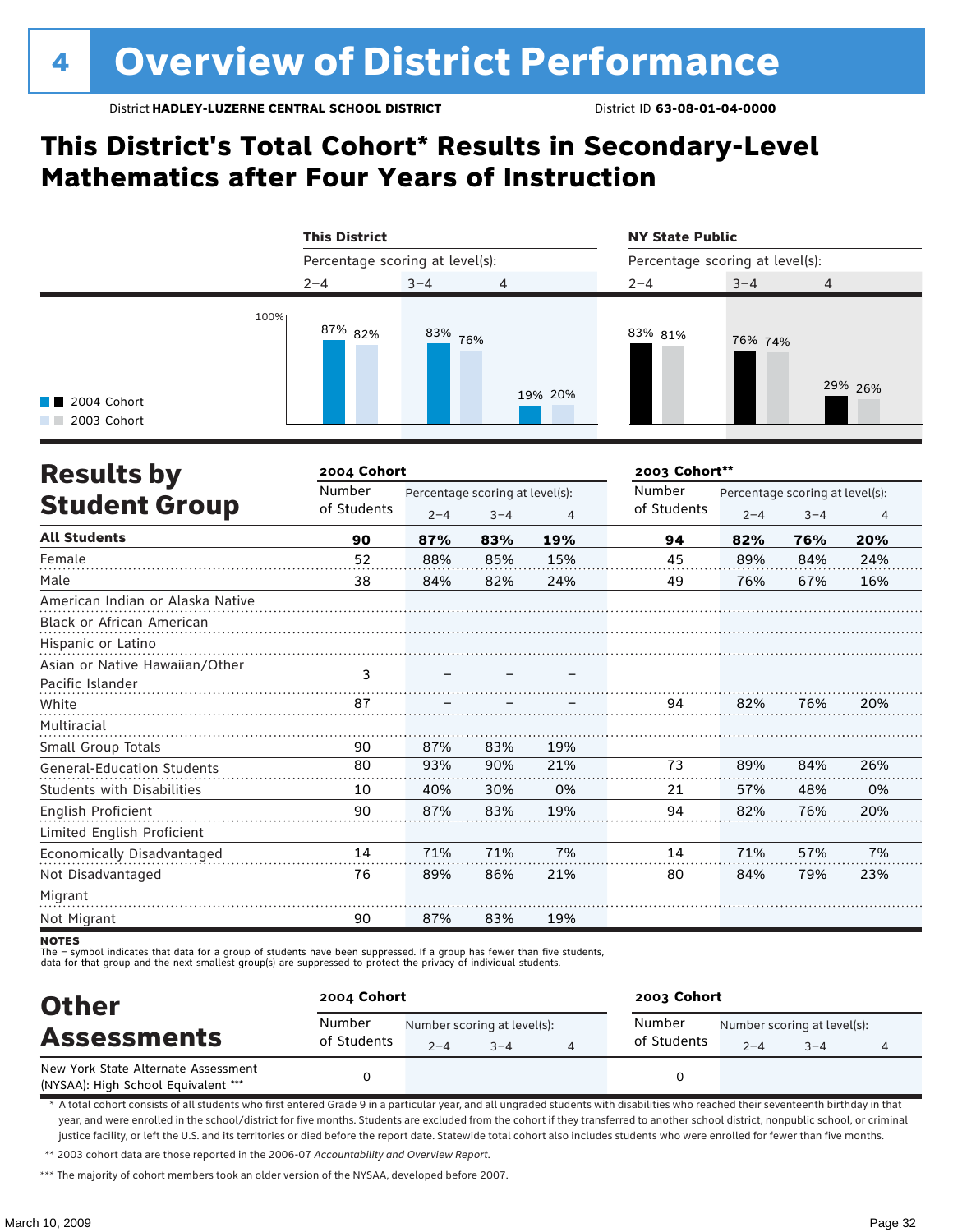# 4 Overview of District Performance

District **HADLEY-LUZERNE CENTRAL SCHOOL DISTRICT** District ID **63-08-01-04-0000**

## This District's Total Cohort* Results in Secondary-Level Mathematics after Four Years of Instruction

This District
Percentage scoring at level(s):
2–4 3–4 4
100%
87% 82%
83% 76%
19% 20%

NY State Public
Percentage scoring at level(s):
2–4 3–4 4
83% 81%
76% 74%
29% 26%

2004 Cohort
2003 Cohort

## Results by Student Group

| | 2004 Cohort | | | | 2003 Cohort** | | | |
|---|---|---|---|---|---|---|---|---|
| | Number of Students | Percentage scoring at level(s): 2–4 | 3–4 | 4 | Number of Students | Percentage scoring at level(s): 2–4 | 3–4 | 4 |
| **All Students** | **90** | **87%** | **83%** | **19%** | **94** | **82%** | **76%** | **20%** |
| Female | 52 | 88% | 85% | 15% | 45 | 89% | 84% | 24% |
| Male | 38 | 84% | 82% | 24% | 49 | 76% | 67% | 16% |
| American Indian or Alaska Native | | | | | | | | |
| Black or African American | | | | | | | | |
| Hispanic or Latino | | | | | | | | |
| Asian or Native Hawaiian/Other Pacific Islander | 3 | – | – | – | | | | |
| White | 87 | – | – | – | 94 | 82% | 76% | 20% |
| Multiracial | | | | | | | | |
| Small Group Totals | 90 | 87% | 83% | 19% | | | | |
| General-Education Students | 80 | 93% | 90% | 21% | 73 | 89% | 84% | 26% |
| Students with Disabilities | 10 | 40% | 30% | 0% | 21 | 57% | 48% | 0% |
| English Proficient | 90 | 87% | 83% | 19% | 94 | 82% | 76% | 20% |
| Limited English Proficient | | | | | | | | |
| Economically Disadvantaged | 14 | 71% | 71% | 7% | 14 | 71% | 57% | 7% |
| Not Disadvantaged | 76 | 89% | 86% | 21% | 80 | 84% | 79% | 23% |
| Migrant | | | | | | | | |
| Not Migrant | 90 | 87% | 83% | 19% | | | | |

**NOTES**
The – symbol indicates that data for a group of students have been suppressed. If a group has fewer than five students, data for that group and the next smallest group(s) are suppressed to protect the privacy of individual students.

## Other Assessments

| | 2004 Cohort | | | | 2003 Cohort | | | |
|---|---|---|---|---|---|---|---|---|
| | Number of Students | Number scoring at level(s): 2–4 | 3–4 | 4 | Number of Students | Number scoring at level(s): 2–4 | 3–4 | 4 |
| New York State Alternate Assessment (NYSAA): High School Equivalent *** | 0 | | | | 0 | | | |

\* A total cohort consists of all students who first entered Grade 9 in a particular year, and all ungraded students with disabilities who reached their seventeenth birthday in that year, and were enrolled in the school/district for five months. Students are excluded from the cohort if they transferred to another school district, nonpublic school, or criminal justice facility, or left the U.S. and its territories or died before the report date. Statewide total cohort also includes students who were enrolled for fewer than five months.

** 2003 cohort data are those reported in the 2006-07 *Accountability and Overview Report*.

*** The majority of cohort members took an older version of the NYSAA, developed before 2007.

March 10, 2009